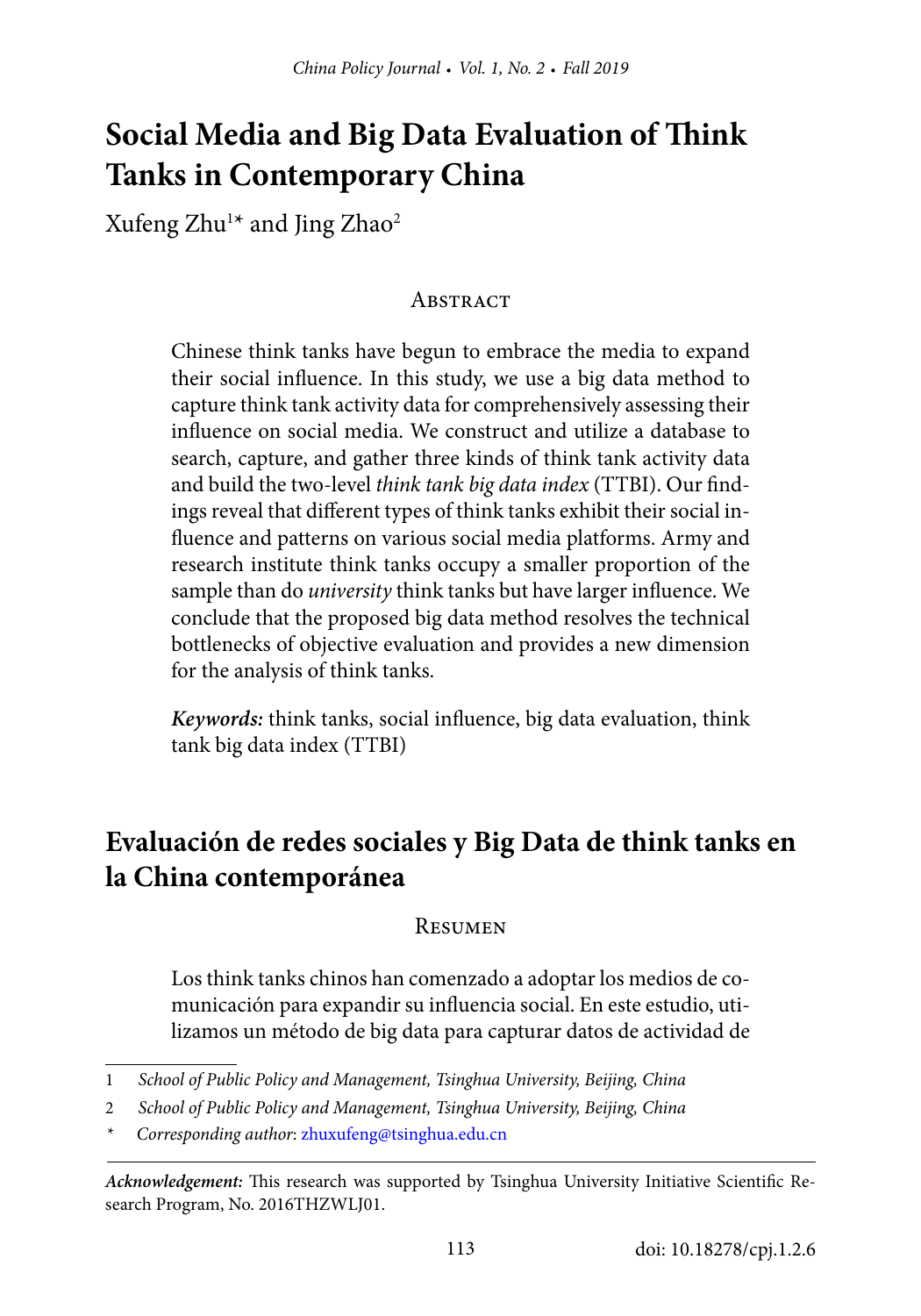# Social Media and Big Data Evaluation of Think Tanks in Contemporary China

Xufeng Zhu[1*] and Jing Zhao[2]

## Abstract

Chinese think tanks have begun to embrace the media to expand their social influence. In this study, we use a big data method to capture think tank activity data for comprehensively assessing their influence on social media. We construct and utilize a database to search, capture, and gather three kinds of think tank activity data and build the two-level *think tank big data index* (TTBI). Our findings reveal that different types of think tanks exhibit their social influence and patterns on various social media platforms. Army and research institute think tanks occupy a smaller proportion of the sample than do *university* think tanks but have larger influence. We conclude that the proposed big data method resolves the technical bottlenecks of objective evaluation and provides a new dimension for the analysis of think tanks.

***Keywords:*** think tanks, social influence, big data evaluation, think tank big data index (TTBI)

# Evaluación de redes sociales y Big Data de think tanks en la China contemporánea

## Resumen

Los think tanks chinos han comenzado a adoptar los medios de comunicación para expandir su influencia social. En este estudio, utilizamos un método de big data para capturar datos de actividad de

---

1 *School of Public Policy and Management, Tsinghua University, Beijing, China*

2 *School of Public Policy and Management, Tsinghua University, Beijing, China*

\* *Corresponding author*: zhuxufeng@tsinghua.edu.cn

***Acknowledgement:*** This research was supported by Tsinghua University Initiative Scientific Research Program, No. 2016THZWLJ01.

doi: 10.18278/cpj.1.2.6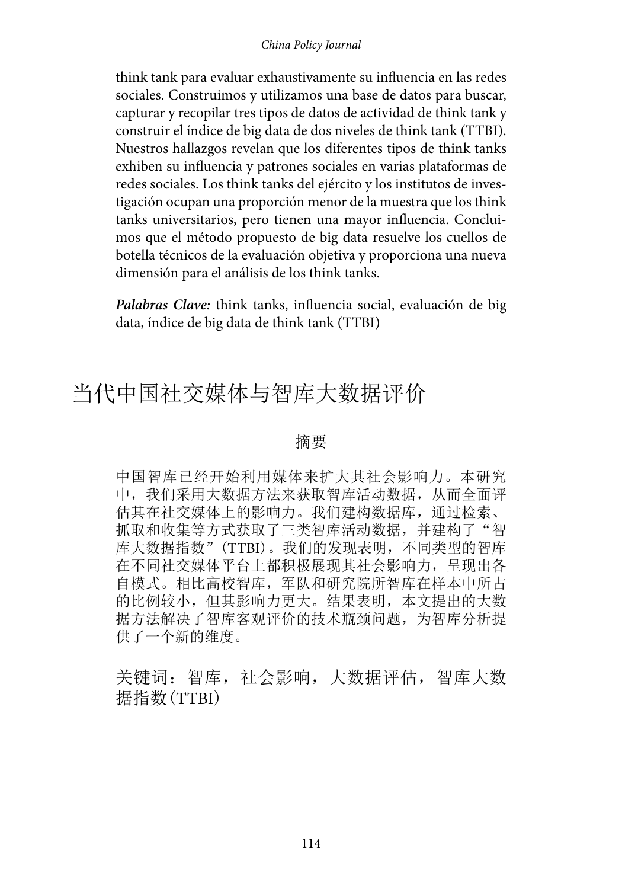think tank para evaluar exhaustivamente su influencia en las redes sociales. Construimos y utilizamos una base de datos para buscar, capturar y recopilar tres tipos de datos de actividad de think tank y construir el índice de big data de dos niveles de think tank (TTBI). Nuestros hallazgos revelan que los diferentes tipos de think tanks exhiben su influencia y patrones sociales en varias plataformas de redes sociales. Los think tanks del ejército y los institutos de investigación ocupan una proporción menor de la muestra que los think tanks universitarios, pero tienen una mayor influencia. Concluimos que el método propuesto de big data resuelve los cuellos de botella técnicos de la evaluación objetiva y proporciona una nueva dimensión para el análisis de los think tanks.

***Palabras Clave:*** think tanks, influencia social, evaluación de big data, índice de big data de think tank (TTBI)

# 当代中国社交媒体与智库大数据评价

## 摘要

中国智库已经开始利用媒体来扩大其社会影响力。本研究中，我们采用大数据方法来获取智库活动数据，从而全面评估其在社交媒体上的影响力。我们建构数据库，通过检索、抓取和收集等方式获取了三类智库活动数据，并建构了“智库大数据指数”(TTBI)。我们的发现表明，不同类型的智库在不同社交媒体平台上都积极展现其社会影响力，呈现出各自模式。相比高校智库，军队和研究院所智库在样本中所占的比例较小，但其影响力更大。结果表明，本文提出的大数据方法解决了智库客观评价的技术瓶颈问题，为智库分析提供了一个新的维度。

关键词：智库，社会影响，大数据评估，智库大数据指数(TTBI)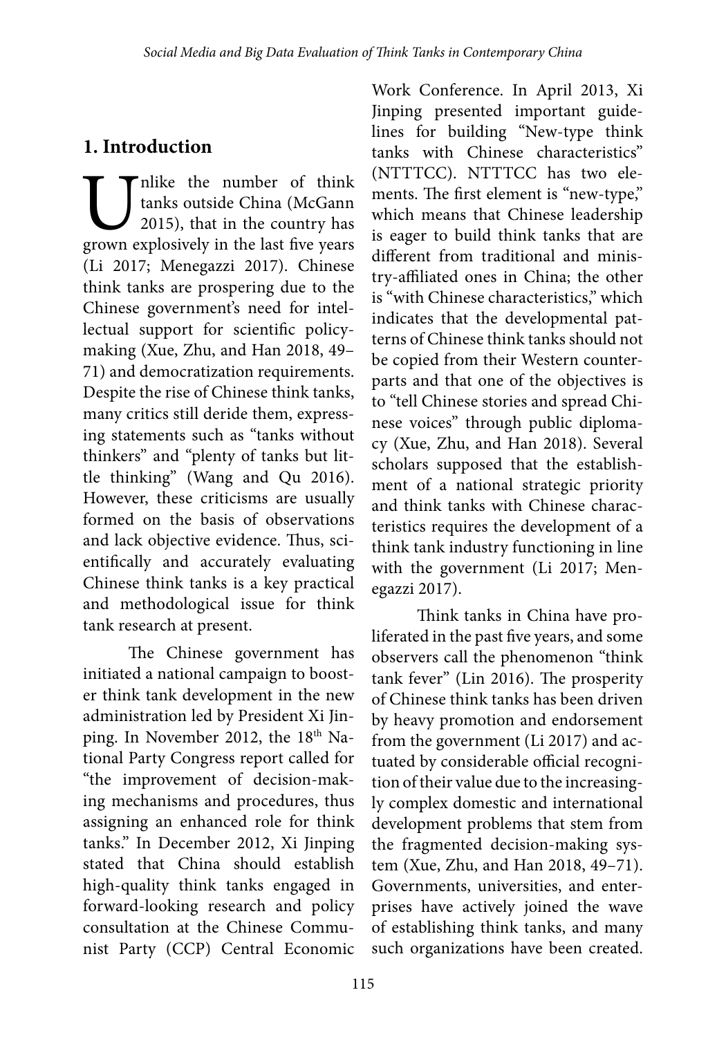## 1. Introduction

Unlike the number of think tanks outside China (McGann 2015), that in the country has grown explosively in the last five years (Li 2017; Menegazzi 2017). Chinese think tanks are prospering due to the Chinese government's need for intellectual support for scientific policymaking (Xue, Zhu, and Han 2018, 49–71) and democratization requirements. Despite the rise of Chinese think tanks, many critics still deride them, expressing statements such as "tanks without thinkers" and "plenty of tanks but little thinking" (Wang and Qu 2016). However, these criticisms are usually formed on the basis of observations and lack objective evidence. Thus, scientifically and accurately evaluating Chinese think tanks is a key practical and methodological issue for think tank research at present.

The Chinese government has initiated a national campaign to booster think tank development in the new administration led by President Xi Jinping. In November 2012, the 18th National Party Congress report called for "the improvement of decision-making mechanisms and procedures, thus assigning an enhanced role for think tanks." In December 2012, Xi Jinping stated that China should establish high-quality think tanks engaged in forward-looking research and policy consultation at the Chinese Communist Party (CCP) Central Economic Work Conference. In April 2013, Xi Jinping presented important guidelines for building "New-type think tanks with Chinese characteristics" (NTTTCC). NTTTCC has two elements. The first element is "new-type," which means that Chinese leadership is eager to build think tanks that are different from traditional and ministry-affiliated ones in China; the other is "with Chinese characteristics," which indicates that the developmental patterns of Chinese think tanks should not be copied from their Western counterparts and that one of the objectives is to "tell Chinese stories and spread Chinese voices" through public diplomacy (Xue, Zhu, and Han 2018). Several scholars supposed that the establishment of a national strategic priority and think tanks with Chinese characteristics requires the development of a think tank industry functioning in line with the government (Li 2017; Menegazzi 2017).

Think tanks in China have proliferated in the past five years, and some observers call the phenomenon "think tank fever" (Lin 2016). The prosperity of Chinese think tanks has been driven by heavy promotion and endorsement from the government (Li 2017) and actuated by considerable official recognition of their value due to the increasingly complex domestic and international development problems that stem from the fragmented decision-making system (Xue, Zhu, and Han 2018, 49–71). Governments, universities, and enterprises have actively joined the wave of establishing think tanks, and many such organizations have been created.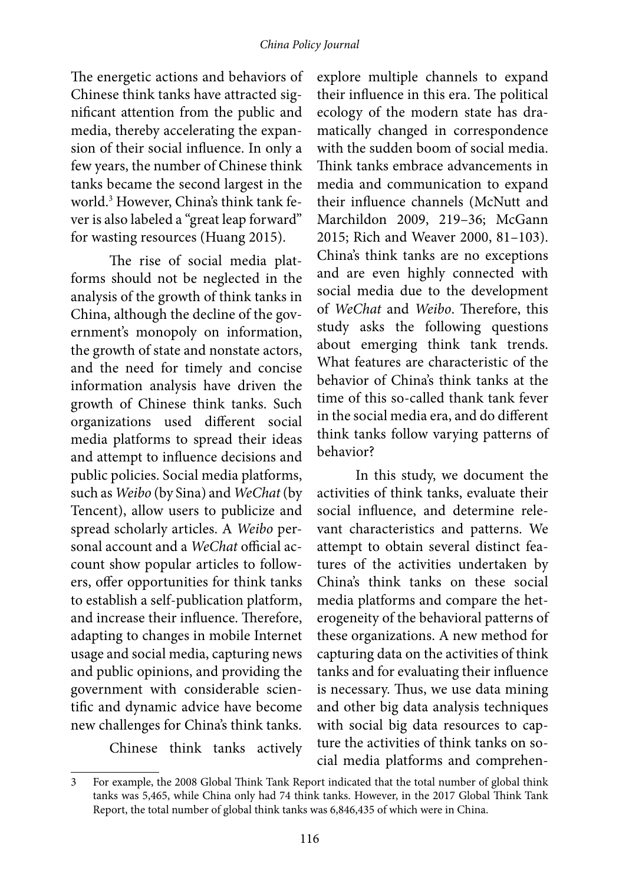The energetic actions and behaviors of Chinese think tanks have attracted significant attention from the public and media, thereby accelerating the expansion of their social influence. In only a few years, the number of Chinese think tanks became the second largest in the world.[3] However, China's think tank fever is also labeled a "great leap forward" for wasting resources (Huang 2015).

The rise of social media platforms should not be neglected in the analysis of the growth of think tanks in China, although the decline of the government's monopoly on information, the growth of state and nonstate actors, and the need for timely and concise information analysis have driven the growth of Chinese think tanks. Such organizations used different social media platforms to spread their ideas and attempt to influence decisions and public policies. Social media platforms, such as *Weibo* (by Sina) and *WeChat* (by Tencent), allow users to publicize and spread scholarly articles. A *Weibo* personal account and a *WeChat* official account show popular articles to followers, offer opportunities for think tanks to establish a self-publication platform, and increase their influence. Therefore, adapting to changes in mobile Internet usage and social media, capturing news and public opinions, and providing the government with considerable scientific and dynamic advice have become new challenges for China's think tanks.

Chinese think tanks actively explore multiple channels to expand their influence in this era. The political ecology of the modern state has dramatically changed in correspondence with the sudden boom of social media. Think tanks embrace advancements in media and communication to expand their influence channels (McNutt and Marchildon 2009, 219–36; McGann 2015; Rich and Weaver 2000, 81–103). China's think tanks are no exceptions and are even highly connected with social media due to the development of *WeChat* and *Weibo*. Therefore, this study asks the following questions about emerging think tank trends. What features are characteristic of the behavior of China's think tanks at the time of this so-called thank tank fever in the social media era, and do different think tanks follow varying patterns of behavior?

In this study, we document the activities of think tanks, evaluate their social influence, and determine relevant characteristics and patterns. We attempt to obtain several distinct features of the activities undertaken by China's think tanks on these social media platforms and compare the heterogeneity of the behavioral patterns of these organizations. A new method for capturing data on the activities of think tanks and for evaluating their influence is necessary. Thus, we use data mining and other big data analysis techniques with social big data resources to capture the activities of think tanks on social media platforms and comprehen-

---

3 For example, the 2008 Global Think Tank Report indicated that the total number of global think tanks was 5,465, while China only had 74 think tanks. However, in the 2017 Global Think Tank Report, the total number of global think tanks was 6,846,435 of which were in China.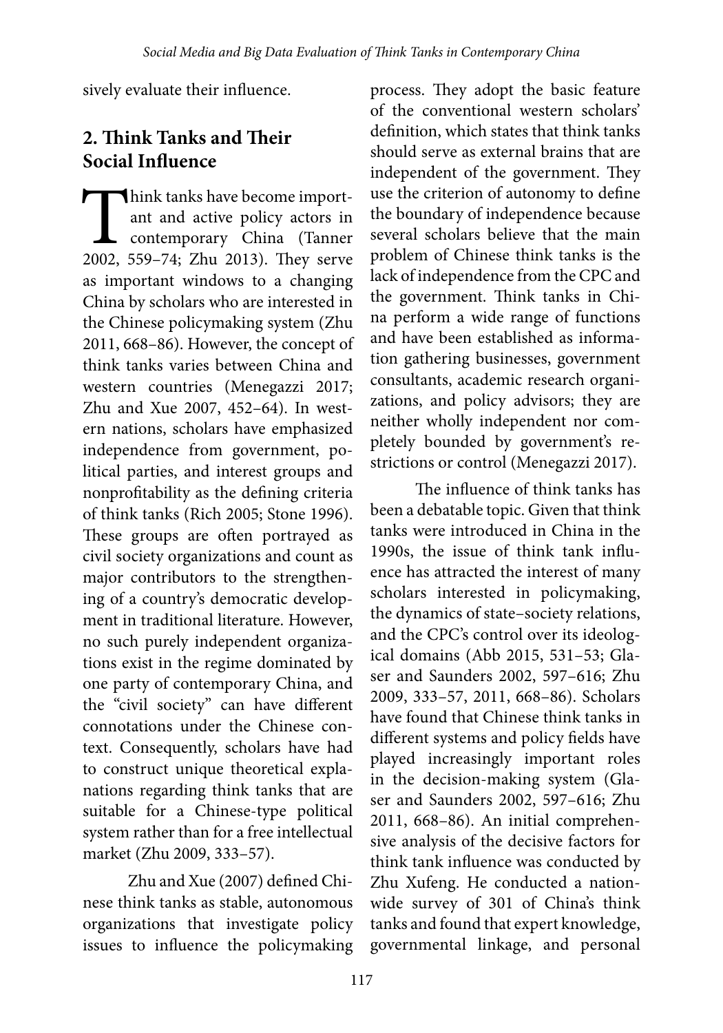sively evaluate their influence.

## 2. Think Tanks and Their Social Influence

Think tanks have become important and active policy actors in contemporary China (Tanner 2002, 559–74; Zhu 2013). They serve as important windows to a changing China by scholars who are interested in the Chinese policymaking system (Zhu 2011, 668–86). However, the concept of think tanks varies between China and western countries (Menegazzi 2017; Zhu and Xue 2007, 452–64). In western nations, scholars have emphasized independence from government, political parties, and interest groups and nonprofitability as the defining criteria of think tanks (Rich 2005; Stone 1996). These groups are often portrayed as civil society organizations and count as major contributors to the strengthening of a country's democratic development in traditional literature. However, no such purely independent organizations exist in the regime dominated by one party of contemporary China, and the "civil society" can have different connotations under the Chinese context. Consequently, scholars have had to construct unique theoretical explanations regarding think tanks that are suitable for a Chinese-type political system rather than for a free intellectual market (Zhu 2009, 333–57).

Zhu and Xue (2007) defined Chinese think tanks as stable, autonomous organizations that investigate policy issues to influence the policymaking process. They adopt the basic feature of the conventional western scholars' definition, which states that think tanks should serve as external brains that are independent of the government. They use the criterion of autonomy to define the boundary of independence because several scholars believe that the main problem of Chinese think tanks is the lack of independence from the CPC and the government. Think tanks in China perform a wide range of functions and have been established as information gathering businesses, government consultants, academic research organizations, and policy advisors; they are neither wholly independent nor completely bounded by government's restrictions or control (Menegazzi 2017).

The influence of think tanks has been a debatable topic. Given that think tanks were introduced in China in the 1990s, the issue of think tank influence has attracted the interest of many scholars interested in policymaking, the dynamics of state–society relations, and the CPC's control over its ideological domains (Abb 2015, 531–53; Glaser and Saunders 2002, 597–616; Zhu 2009, 333–57, 2011, 668–86). Scholars have found that Chinese think tanks in different systems and policy fields have played increasingly important roles in the decision-making system (Glaser and Saunders 2002, 597–616; Zhu 2011, 668–86). An initial comprehensive analysis of the decisive factors for think tank influence was conducted by Zhu Xufeng. He conducted a nationwide survey of 301 of China's think tanks and found that expert knowledge, governmental linkage, and personal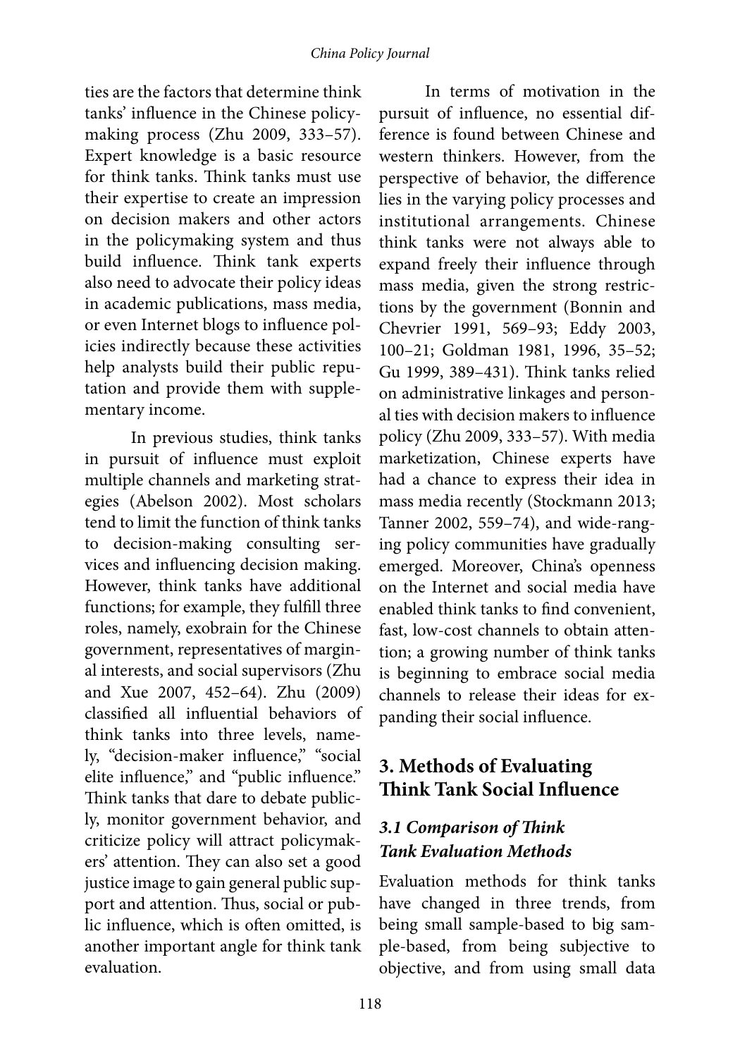ties are the factors that determine think tanks' influence in the Chinese policymaking process (Zhu 2009, 333–57). Expert knowledge is a basic resource for think tanks. Think tanks must use their expertise to create an impression on decision makers and other actors in the policymaking system and thus build influence. Think tank experts also need to advocate their policy ideas in academic publications, mass media, or even Internet blogs to influence policies indirectly because these activities help analysts build their public reputation and provide them with supplementary income.

In previous studies, think tanks in pursuit of influence must exploit multiple channels and marketing strategies (Abelson 2002). Most scholars tend to limit the function of think tanks to decision-making consulting services and influencing decision making. However, think tanks have additional functions; for example, they fulfill three roles, namely, exobrain for the Chinese government, representatives of marginal interests, and social supervisors (Zhu and Xue 2007, 452–64). Zhu (2009) classified all influential behaviors of think tanks into three levels, namely, "decision-maker influence," "social elite influence," and "public influence." Think tanks that dare to debate publicly, monitor government behavior, and criticize policy will attract policymakers' attention. They can also set a good justice image to gain general public support and attention. Thus, social or public influence, which is often omitted, is another important angle for think tank evaluation.

In terms of motivation in the pursuit of influence, no essential difference is found between Chinese and western thinkers. However, from the perspective of behavior, the difference lies in the varying policy processes and institutional arrangements. Chinese think tanks were not always able to expand freely their influence through mass media, given the strong restrictions by the government (Bonnin and Chevrier 1991, 569–93; Eddy 2003, 100–21; Goldman 1981, 1996, 35–52; Gu 1999, 389–431). Think tanks relied on administrative linkages and personal ties with decision makers to influence policy (Zhu 2009, 333–57). With media marketization, Chinese experts have had a chance to express their idea in mass media recently (Stockmann 2013; Tanner 2002, 559–74), and wide-ranging policy communities have gradually emerged. Moreover, China's openness on the Internet and social media have enabled think tanks to find convenient, fast, low-cost channels to obtain attention; a growing number of think tanks is beginning to embrace social media channels to release their ideas for expanding their social influence.

## 3. Methods of Evaluating Think Tank Social Influence

### *3.1 Comparison of Think Tank Evaluation Methods*

Evaluation methods for think tanks have changed in three trends, from being small sample-based to big sample-based, from being subjective to objective, and from using small data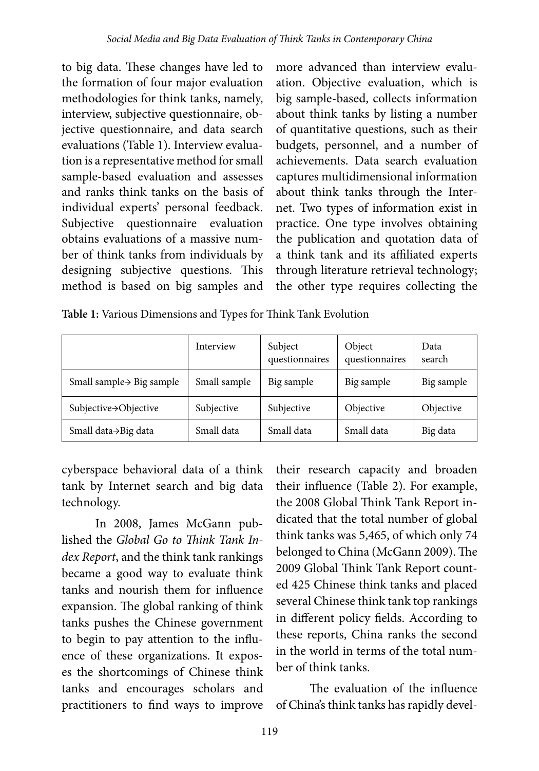to big data. These changes have led to the formation of four major evaluation methodologies for think tanks, namely, interview, subjective questionnaire, objective questionnaire, and data search evaluations (Table 1). Interview evaluation is a representative method for small sample-based evaluation and assesses and ranks think tanks on the basis of individual experts' personal feedback. Subjective questionnaire evaluation obtains evaluations of a massive number of think tanks from individuals by designing subjective questions. This method is based on big samples and more advanced than interview evaluation. Objective evaluation, which is big sample-based, collects information about think tanks by listing a number of quantitative questions, such as their budgets, personnel, and a number of achievements. Data search evaluation captures multidimensional information about think tanks through the Internet. Two types of information exist in practice. One type involves obtaining the publication and quotation data of a think tank and its affiliated experts through literature retrieval technology; the other type requires collecting the cyberspace behavioral data of a think tank by Internet search and big data technology.

**Table 1:** Various Dimensions and Types for Think Tank Evolution

| | Interview | Subject questionnaires | Object questionnaires | Data search |
|---|---|---|---|---|
| Small sample→ Big sample | Small sample | Big sample | Big sample | Big sample |
| Subjective→Objective | Subjective | Subjective | Objective | Objective |
| Small data→Big data | Small data | Small data | Small data | Big data |

In 2008, James McGann published the *Global Go to Think Tank Index Report*, and the think tank rankings became a good way to evaluate think tanks and nourish them for influence expansion. The global ranking of think tanks pushes the Chinese government to begin to pay attention to the influence of these organizations. It exposes the shortcomings of Chinese think tanks and encourages scholars and practitioners to find ways to improve their research capacity and broaden their influence (Table 2). For example, the 2008 Global Think Tank Report indicated that the total number of global think tanks was 5,465, of which only 74 belonged to China (McGann 2009). The 2009 Global Think Tank Report counted 425 Chinese think tanks and placed several Chinese think tank top rankings in different policy fields. According to these reports, China ranks the second in the world in terms of the total number of think tanks.

The evaluation of the influence of China's think tanks has rapidly devel-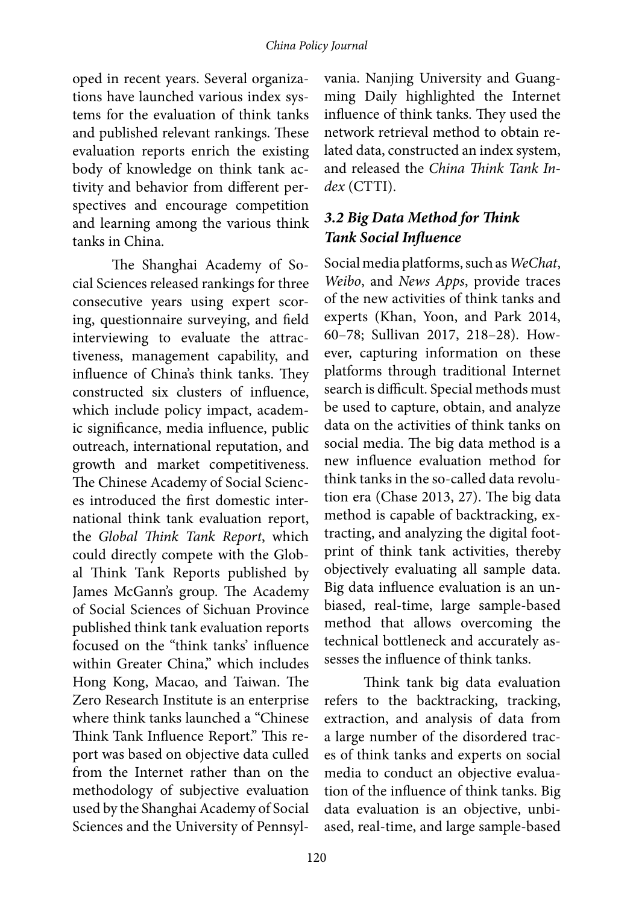oped in recent years. Several organizations have launched various index systems for the evaluation of think tanks and published relevant rankings. These evaluation reports enrich the existing body of knowledge on think tank activity and behavior from different perspectives and encourage competition and learning among the various think tanks in China.

The Shanghai Academy of Social Sciences released rankings for three consecutive years using expert scoring, questionnaire surveying, and field interviewing to evaluate the attractiveness, management capability, and influence of China's think tanks. They constructed six clusters of influence, which include policy impact, academic significance, media influence, public outreach, international reputation, and growth and market competitiveness. The Chinese Academy of Social Sciences introduced the first domestic international think tank evaluation report, the *Global Think Tank Report*, which could directly compete with the Global Think Tank Reports published by James McGann's group. The Academy of Social Sciences of Sichuan Province published think tank evaluation reports focused on the "think tanks' influence within Greater China," which includes Hong Kong, Macao, and Taiwan. The Zero Research Institute is an enterprise where think tanks launched a "Chinese Think Tank Influence Report." This report was based on objective data culled from the Internet rather than on the methodology of subjective evaluation used by the Shanghai Academy of Social Sciences and the University of Pennsylvania. Nanjing University and Guangming Daily highlighted the Internet influence of think tanks. They used the network retrieval method to obtain related data, constructed an index system, and released the *China Think Tank Index* (CTTI).

### *3.2 Big Data Method for Think Tank Social Influence*

Social media platforms, such as *WeChat*, *Weibo*, and *News Apps*, provide traces of the new activities of think tanks and experts (Khan, Yoon, and Park 2014, 60–78; Sullivan 2017, 218–28). However, capturing information on these platforms through traditional Internet search is difficult. Special methods must be used to capture, obtain, and analyze data on the activities of think tanks on social media. The big data method is a new influence evaluation method for think tanks in the so-called data revolution era (Chase 2013, 27). The big data method is capable of backtracking, extracting, and analyzing the digital footprint of think tank activities, thereby objectively evaluating all sample data. Big data influence evaluation is an unbiased, real-time, large sample-based method that allows overcoming the technical bottleneck and accurately assesses the influence of think tanks.

Think tank big data evaluation refers to the backtracking, tracking, extraction, and analysis of data from a large number of the disordered traces of think tanks and experts on social media to conduct an objective evaluation of the influence of think tanks. Big data evaluation is an objective, unbiased, real-time, and large sample-based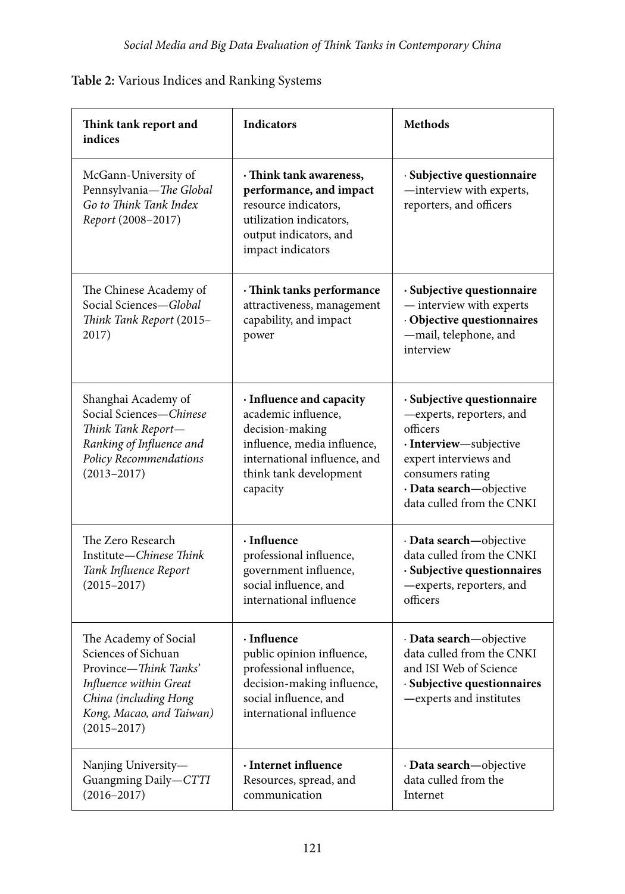**Table 2:** Various Indices and Ranking Systems

| **Think tank report and indices** | **Indicators** | **Methods** |
|---|---|---|
| McGann-University of Pennsylvania—*The Global Go to Think Tank Index Report* (2008–2017) | **· Think tank awareness, performance, and impact** resource indicators, utilization indicators, output indicators, and impact indicators | · **Subjective questionnaire** —interview with experts, reporters, and officers |
| The Chinese Academy of Social Sciences—*Global Think Tank Report* (2015–2017) | **· Think tanks performance** attractiveness, management capability, and impact power | **· Subjective questionnaire** — interview with experts · **Objective questionnaires** —mail, telephone, and interview |
| Shanghai Academy of Social Sciences—*Chinese Think Tank Report—Ranking of Influence and Policy Recommendations* (2013–2017) | **· Influence and capacity** academic influence, decision-making influence, media influence, international influence, and think tank development capacity | **· Subjective questionnaire** —experts, reporters, and officers **· Interview—**subjective expert interviews and consumers rating **· Data search—**objective data culled from the CNKI |
| The Zero Research Institute—*Chinese Think Tank Influence Report* (2015–2017) | **· Influence** professional influence, government influence, social influence, and international influence | · **Data search—**objective data culled from the CNKI **· Subjective questionnaires** —experts, reporters, and officers |
| The Academy of Social Sciences of Sichuan Province—*Think Tanks' Influence within Great China (including Hong Kong, Macao, and Taiwan)* (2015–2017) | **· Influence** public opinion influence, professional influence, decision-making influence, social influence, and international influence | · **Data search—**objective data culled from the CNKI and ISI Web of Science · **Subjective questionnaires** —experts and institutes |
| Nanjing University—Guangming Daily—*CTTI* (2016–2017) | **· Internet influence** Resources, spread, and communication | · **Data search—**objective data culled from the Internet |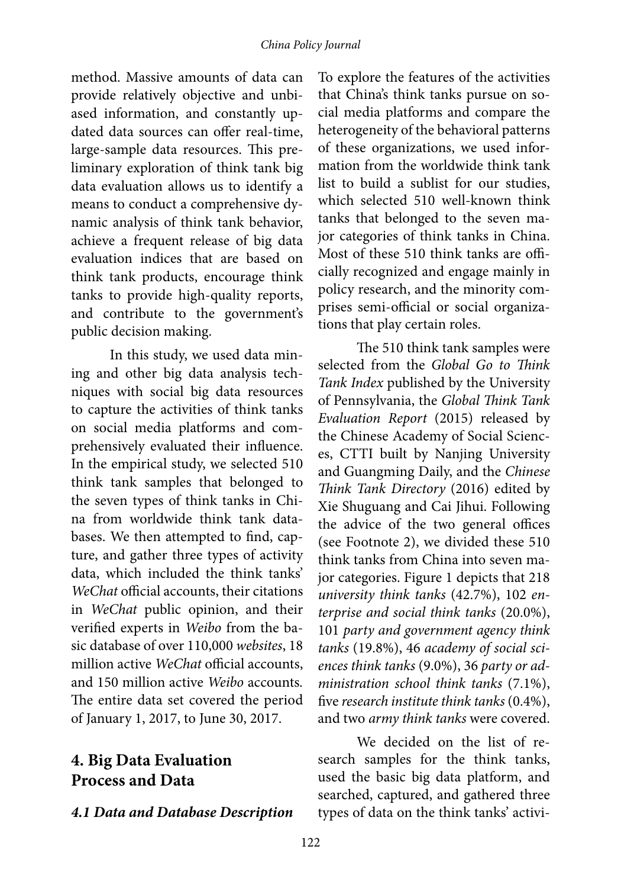method. Massive amounts of data can provide relatively objective and unbiased information, and constantly updated data sources can offer real-time, large-sample data resources. This preliminary exploration of think tank big data evaluation allows us to identify a means to conduct a comprehensive dynamic analysis of think tank behavior, achieve a frequent release of big data evaluation indices that are based on think tank products, encourage think tanks to provide high-quality reports, and contribute to the government's public decision making.

In this study, we used data mining and other big data analysis techniques with social big data resources to capture the activities of think tanks on social media platforms and comprehensively evaluated their influence. In the empirical study, we selected 510 think tank samples that belonged to the seven types of think tanks in China from worldwide think tank databases. We then attempted to find, capture, and gather three types of activity data, which included the think tanks' *WeChat* official accounts, their citations in *WeChat* public opinion, and their verified experts in *Weibo* from the basic database of over 110,000 *websites*, 18 million active *WeChat* official accounts, and 150 million active *Weibo* accounts. The entire data set covered the period of January 1, 2017, to June 30, 2017.

## 4. Big Data Evaluation Process and Data

### *4.1 Data and Database Description*

To explore the features of the activities that China's think tanks pursue on social media platforms and compare the heterogeneity of the behavioral patterns of these organizations, we used information from the worldwide think tank list to build a sublist for our studies, which selected 510 well-known think tanks that belonged to the seven major categories of think tanks in China. Most of these 510 think tanks are officially recognized and engage mainly in policy research, and the minority comprises semi-official or social organizations that play certain roles.

The 510 think tank samples were selected from the *Global Go to Think Tank Index* published by the University of Pennsylvania, the *Global Think Tank Evaluation Report* (2015) released by the Chinese Academy of Social Sciences, CTTI built by Nanjing University and Guangming Daily, and the *Chinese Think Tank Directory* (2016) edited by Xie Shuguang and Cai Jihui. Following the advice of the two general offices (see Footnote 2), we divided these 510 think tanks from China into seven major categories. Figure 1 depicts that 218 *university think tanks* (42.7%), 102 *enterprise and social think tanks* (20.0%), 101 *party and government agency think tanks* (19.8%), 46 *academy of social sciences think tanks* (9.0%), 36 *party or administration school think tanks* (7.1%), five *research institute think tanks* (0.4%), and two *army think tanks* were covered.

We decided on the list of research samples for the think tanks, used the basic big data platform, and searched, captured, and gathered three types of data on the think tanks' activi-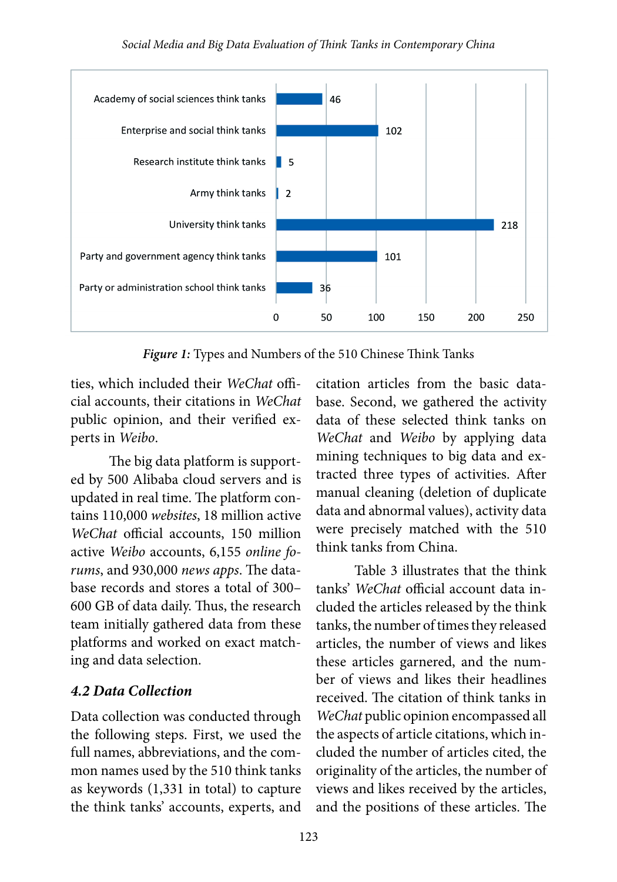| Type | Number |
|---|---|
| Academy of social sciences think tanks | 46 |
| Enterprise and social think tanks | 102 |
| Research institute think tanks | 5 |
| Army think tanks | 2 |
| University think tanks | 218 |
| Party and government agency think tanks | 101 |
| Party or administration school think tanks | 36 |

***Figure 1:*** Types and Numbers of the 510 Chinese Think Tanks

ties, which included their *WeChat* official accounts, their citations in *WeChat* public opinion, and their verified experts in *Weibo*.

The big data platform is supported by 500 Alibaba cloud servers and is updated in real time. The platform contains 110,000 *websites*, 18 million active *WeChat* official accounts, 150 million active *Weibo* accounts, 6,155 *online forums*, and 930,000 *news apps*. The database records and stores a total of 300–600 GB of data daily. Thus, the research team initially gathered data from these platforms and worked on exact matching and data selection.

### *4.2 Data Collection*

Data collection was conducted through the following steps. First, we used the full names, abbreviations, and the common names used by the 510 think tanks as keywords (1,331 in total) to capture the think tanks' accounts, experts, and citation articles from the basic database. Second, we gathered the activity data of these selected think tanks on *WeChat* and *Weibo* by applying data mining techniques to big data and extracted three types of activities. After manual cleaning (deletion of duplicate data and abnormal values), activity data were precisely matched with the 510 think tanks from China.

Table 3 illustrates that the think tanks' *WeChat* official account data included the articles released by the think tanks, the number of times they released articles, the number of views and likes these articles garnered, and the number of views and likes their headlines received. The citation of think tanks in *WeChat* public opinion encompassed all the aspects of article citations, which included the number of articles cited, the originality of the articles, the number of views and likes received by the articles, and the positions of these articles. The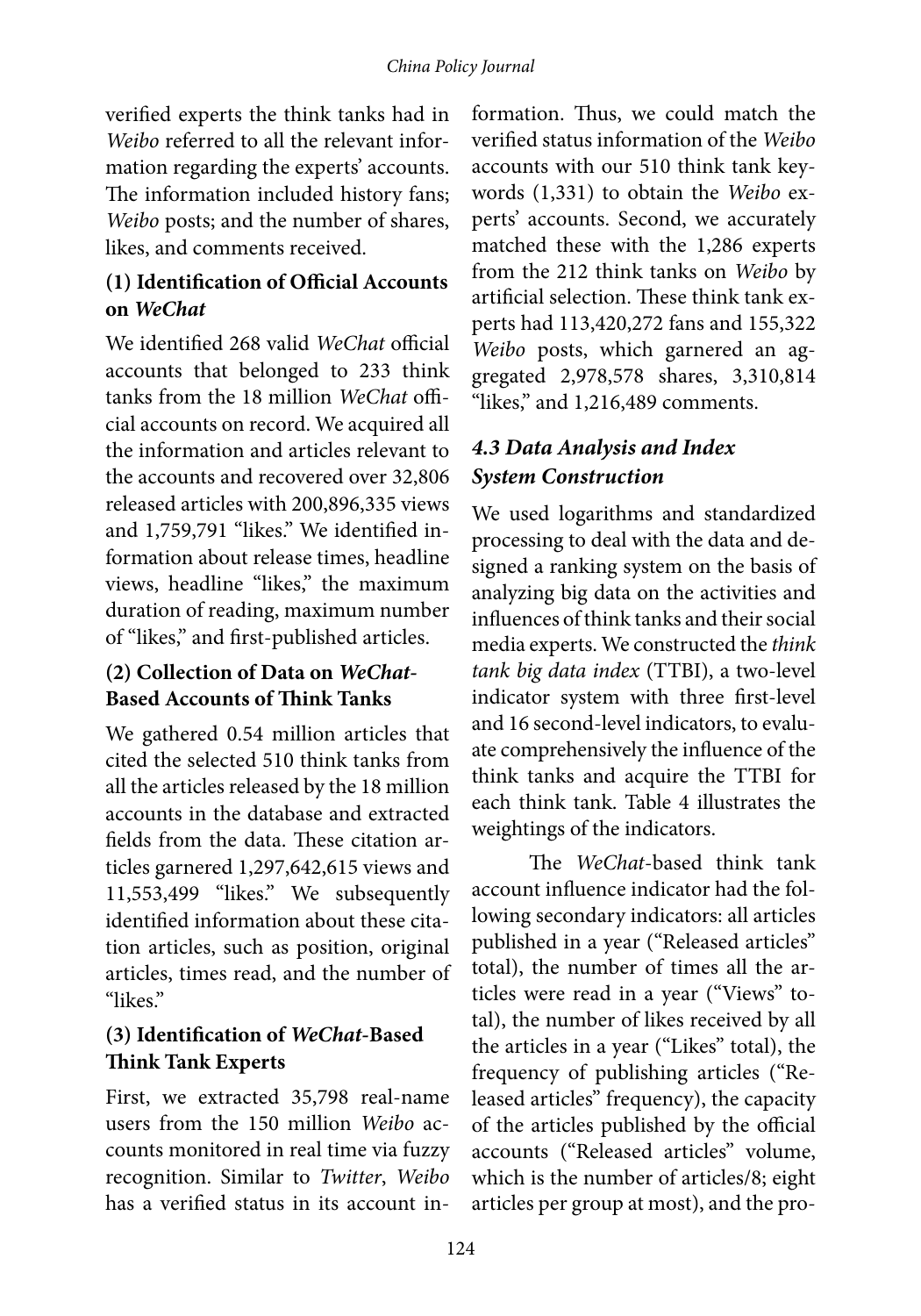verified experts the think tanks had in *Weibo* referred to all the relevant information regarding the experts' accounts. The information included history fans; *Weibo* posts; and the number of shares, likes, and comments received.

**(1) Identification of Official Accounts on *WeChat***

We identified 268 valid *WeChat* official accounts that belonged to 233 think tanks from the 18 million *WeChat* official accounts on record. We acquired all the information and articles relevant to the accounts and recovered over 32,806 released articles with 200,896,335 views and 1,759,791 "likes." We identified information about release times, headline views, headline "likes," the maximum duration of reading, maximum number of "likes," and first-published articles.

**(2) Collection of Data on *WeChat*-Based Accounts of Think Tanks**

We gathered 0.54 million articles that cited the selected 510 think tanks from all the articles released by the 18 million accounts in the database and extracted fields from the data. These citation articles garnered 1,297,642,615 views and 11,553,499 "likes." We subsequently identified information about these citation articles, such as position, original articles, times read, and the number of "likes."

**(3) Identification of *WeChat*-Based Think Tank Experts**

First, we extracted 35,798 real-name users from the 150 million *Weibo* accounts monitored in real time via fuzzy recognition. Similar to *Twitter*, *Weibo* has a verified status in its account information. Thus, we could match the verified status information of the *Weibo* accounts with our 510 think tank keywords (1,331) to obtain the *Weibo* experts' accounts. Second, we accurately matched these with the 1,286 experts from the 212 think tanks on *Weibo* by artificial selection. These think tank experts had 113,420,272 fans and 155,322 *Weibo* posts, which garnered an aggregated 2,978,578 shares, 3,310,814 "likes," and 1,216,489 comments.

### *4.3 Data Analysis and Index System Construction*

We used logarithms and standardized processing to deal with the data and designed a ranking system on the basis of analyzing big data on the activities and influences of think tanks and their social media experts. We constructed the *think tank big data index* (TTBI), a two-level indicator system with three first-level and 16 second-level indicators, to evaluate comprehensively the influence of the think tanks and acquire the TTBI for each think tank. Table 4 illustrates the weightings of the indicators.

The *WeChat*-based think tank account influence indicator had the following secondary indicators: all articles published in a year ("Released articles" total), the number of times all the articles were read in a year ("Views" total), the number of likes received by all the articles in a year ("Likes" total), the frequency of publishing articles ("Released articles" frequency), the capacity of the articles published by the official accounts ("Released articles" volume, which is the number of articles/8; eight articles per group at most), and the pro-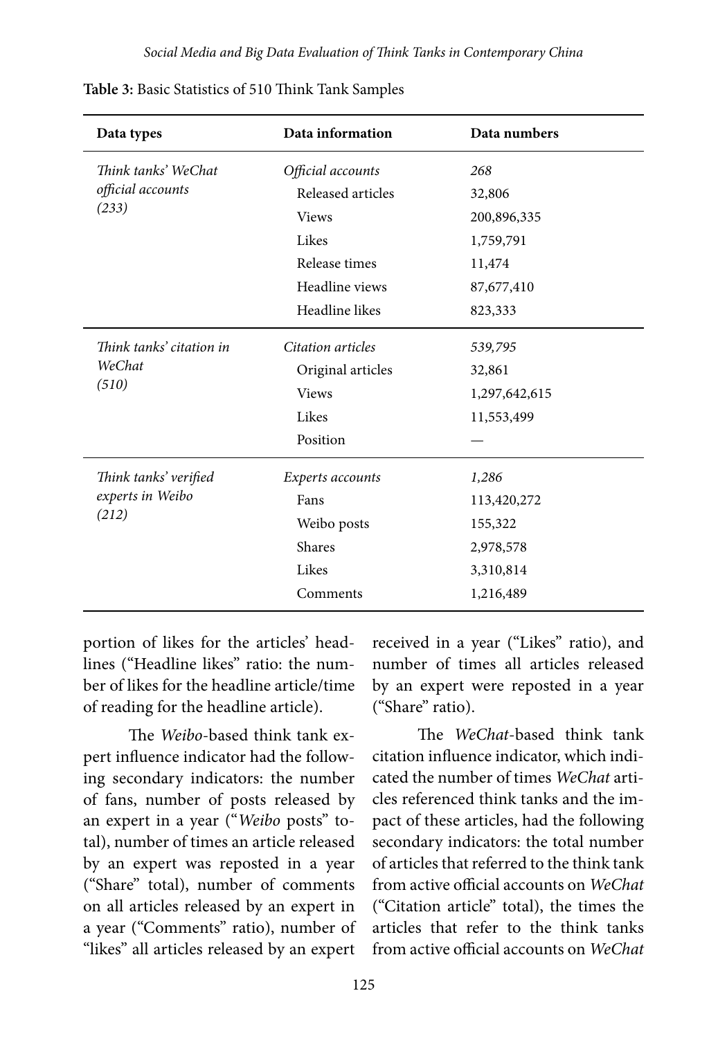**Table 3:** Basic Statistics of 510 Think Tank Samples

| Data types | Data information | Data numbers |
|---|---|---|
| *Think tanks' WeChat official accounts (233)* | *Official accounts* | *268* |
| | Released articles | 32,806 |
| | Views | 200,896,335 |
| | Likes | 1,759,791 |
| | Release times | 11,474 |
| | Headline views | 87,677,410 |
| | Headline likes | 823,333 |
| *Think tanks' citation in WeChat (510)* | *Citation articles* | *539,795* |
| | Original articles | 32,861 |
| | Views | 1,297,642,615 |
| | Likes | 11,553,499 |
| | Position | — |
| *Think tanks' verified experts in Weibo (212)* | *Experts accounts* | *1,286* |
| | Fans | 113,420,272 |
| | Weibo posts | 155,322 |
| | Shares | 2,978,578 |
| | Likes | 3,310,814 |
| | Comments | 1,216,489 |

portion of likes for the articles' headlines ("Headline likes" ratio: the number of likes for the headline article/time of reading for the headline article).

The *Weibo*-based think tank expert influence indicator had the following secondary indicators: the number of fans, number of posts released by an expert in a year ("*Weibo* posts" total), number of times an article released by an expert was reposted in a year ("Share" total), number of comments on all articles released by an expert in a year ("Comments" ratio), number of "likes" all articles released by an expert received in a year ("Likes" ratio), and number of times all articles released by an expert were reposted in a year ("Share" ratio).

The *WeChat*-based think tank citation influence indicator, which indicated the number of times *WeChat* articles referenced think tanks and the impact of these articles, had the following secondary indicators: the total number of articles that referred to the think tank from active official accounts on *WeChat* ("Citation article" total), the times the articles that refer to the think tanks from active official accounts on *WeChat*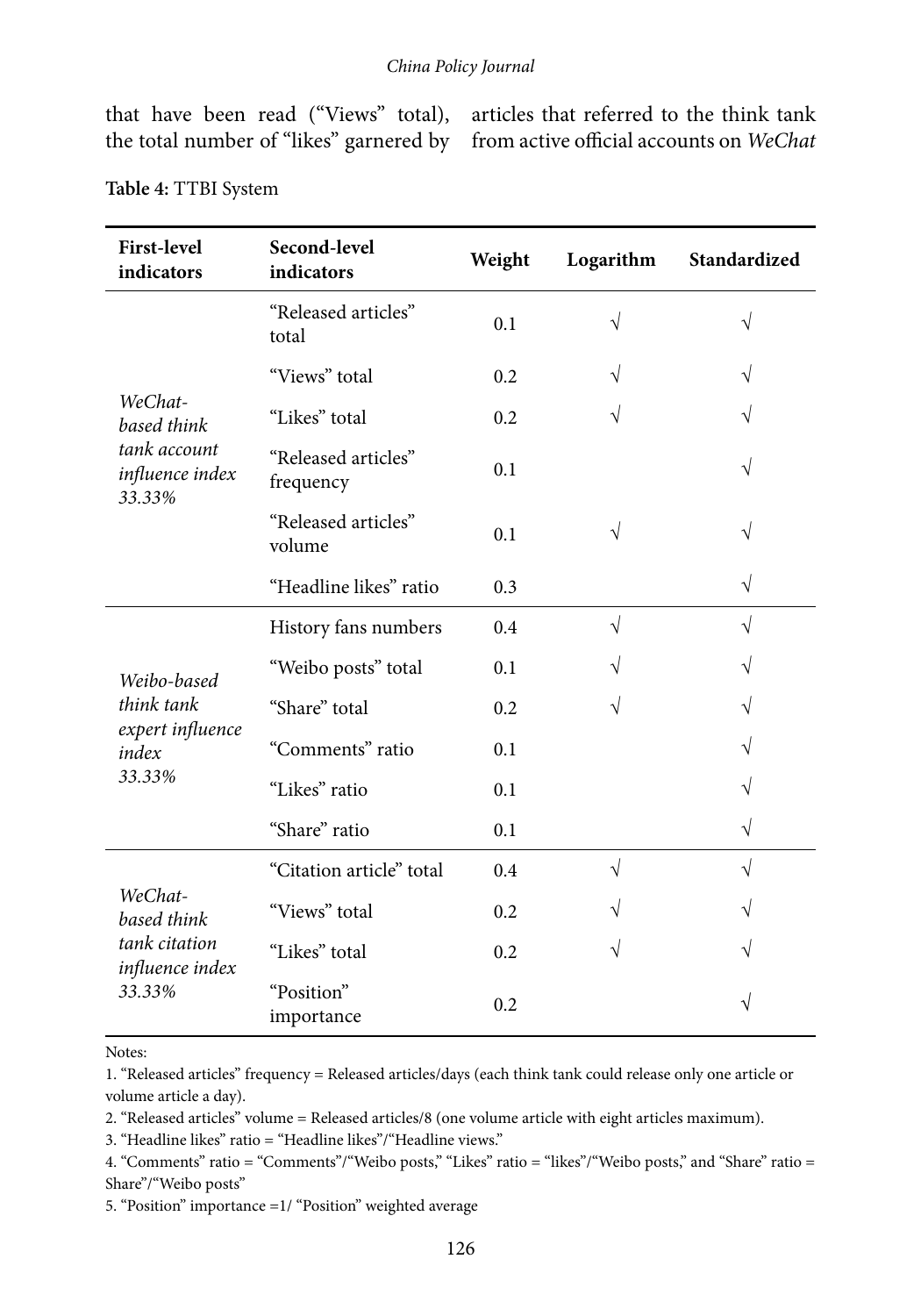that have been read ("Views" total), the total number of "likes" garnered by articles that referred to the think tank from active official accounts on *WeChat*

**Table 4:** TTBI System

| First-level indicators | Second-level indicators | Weight | Logarithm | Standardized |
|---|---|---|---|---|
| *WeChat-based think tank account influence index 33.33%* | "Released articles" total | 0.1 | √ | √ |
| | "Views" total | 0.2 | √ | √ |
| | "Likes" total | 0.2 | √ | √ |
| | "Released articles" frequency | 0.1 | | √ |
| | "Released articles" volume | 0.1 | √ | √ |
| | "Headline likes" ratio | 0.3 | | √ |
| *Weibo-based think tank expert influence index 33.33%* | History fans numbers | 0.4 | √ | √ |
| | "Weibo posts" total | 0.1 | √ | √ |
| | "Share" total | 0.2 | √ | √ |
| | "Comments" ratio | 0.1 | | √ |
| | "Likes" ratio | 0.1 | | √ |
| | "Share" ratio | 0.1 | | √ |
| *WeChat-based think tank citation influence index 33.33%* | "Citation article" total | 0.4 | √ | √ |
| | "Views" total | 0.2 | √ | √ |
| | "Likes" total | 0.2 | √ | √ |
| | "Position" importance | 0.2 | | √ |

Notes:

1. "Released articles" frequency = Released articles/days (each think tank could release only one article or volume article a day).
2. "Released articles" volume = Released articles/8 (one volume article with eight articles maximum).
3. "Headline likes" ratio = "Headline likes"/"Headline views."
4. "Comments" ratio = "Comments"/"Weibo posts," "Likes" ratio = "likes"/"Weibo posts," and "Share" ratio = Share"/"Weibo posts"
5. "Position" importance =1/ "Position" weighted average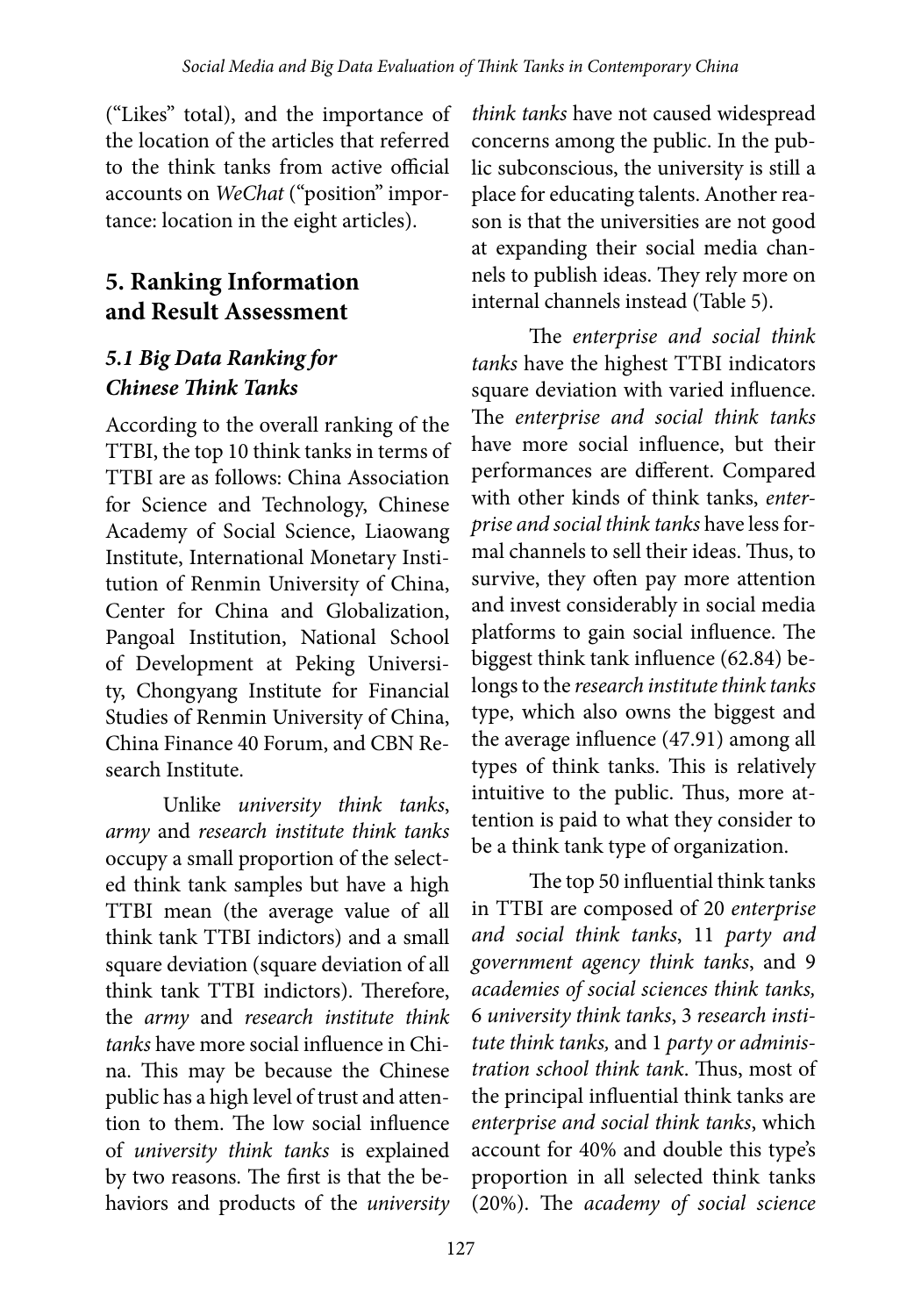("Likes" total), and the importance of the location of the articles that referred to the think tanks from active official accounts on *WeChat* ("position" importance: location in the eight articles).

## 5. Ranking Information and Result Assessment

### *5.1 Big Data Ranking for Chinese Think Tanks*

According to the overall ranking of the TTBI, the top 10 think tanks in terms of TTBI are as follows: China Association for Science and Technology, Chinese Academy of Social Science, Liaowang Institute, International Monetary Institution of Renmin University of China, Center for China and Globalization, Pangoal Institution, National School of Development at Peking University, Chongyang Institute for Financial Studies of Renmin University of China, China Finance 40 Forum, and CBN Research Institute.

Unlike *university think tanks*, *army* and *research institute think tanks* occupy a small proportion of the selected think tank samples but have a high TTBI mean (the average value of all think tank TTBI indictors) and a small square deviation (square deviation of all think tank TTBI indictors). Therefore, the *army* and *research institute think tanks* have more social influence in China. This may be because the Chinese public has a high level of trust and attention to them. The low social influence of *university think tanks* is explained by two reasons. The first is that the behaviors and products of the *university think tanks* have not caused widespread concerns among the public. In the public subconscious, the university is still a place for educating talents. Another reason is that the universities are not good at expanding their social media channels to publish ideas. They rely more on internal channels instead (Table 5).

The *enterprise and social think tanks* have the highest TTBI indicators square deviation with varied influence. The *enterprise and social think tanks* have more social influence, but their performances are different. Compared with other kinds of think tanks, *enterprise and social think tanks* have less formal channels to sell their ideas. Thus, to survive, they often pay more attention and invest considerably in social media platforms to gain social influence. The biggest think tank influence (62.84) belongs to the *research institute think tanks* type, which also owns the biggest and the average influence (47.91) among all types of think tanks. This is relatively intuitive to the public. Thus, more attention is paid to what they consider to be a think tank type of organization.

The top 50 influential think tanks in TTBI are composed of 20 *enterprise and social think tanks*, 11 *party and government agency think tanks*, and 9 *academies of social sciences think tanks,* 6 *university think tanks*, 3 *research institute think tanks,* and 1 *party or administration school think tank*. Thus, most of the principal influential think tanks are *enterprise and social think tanks*, which account for 40% and double this type's proportion in all selected think tanks (20%). The *academy of social science*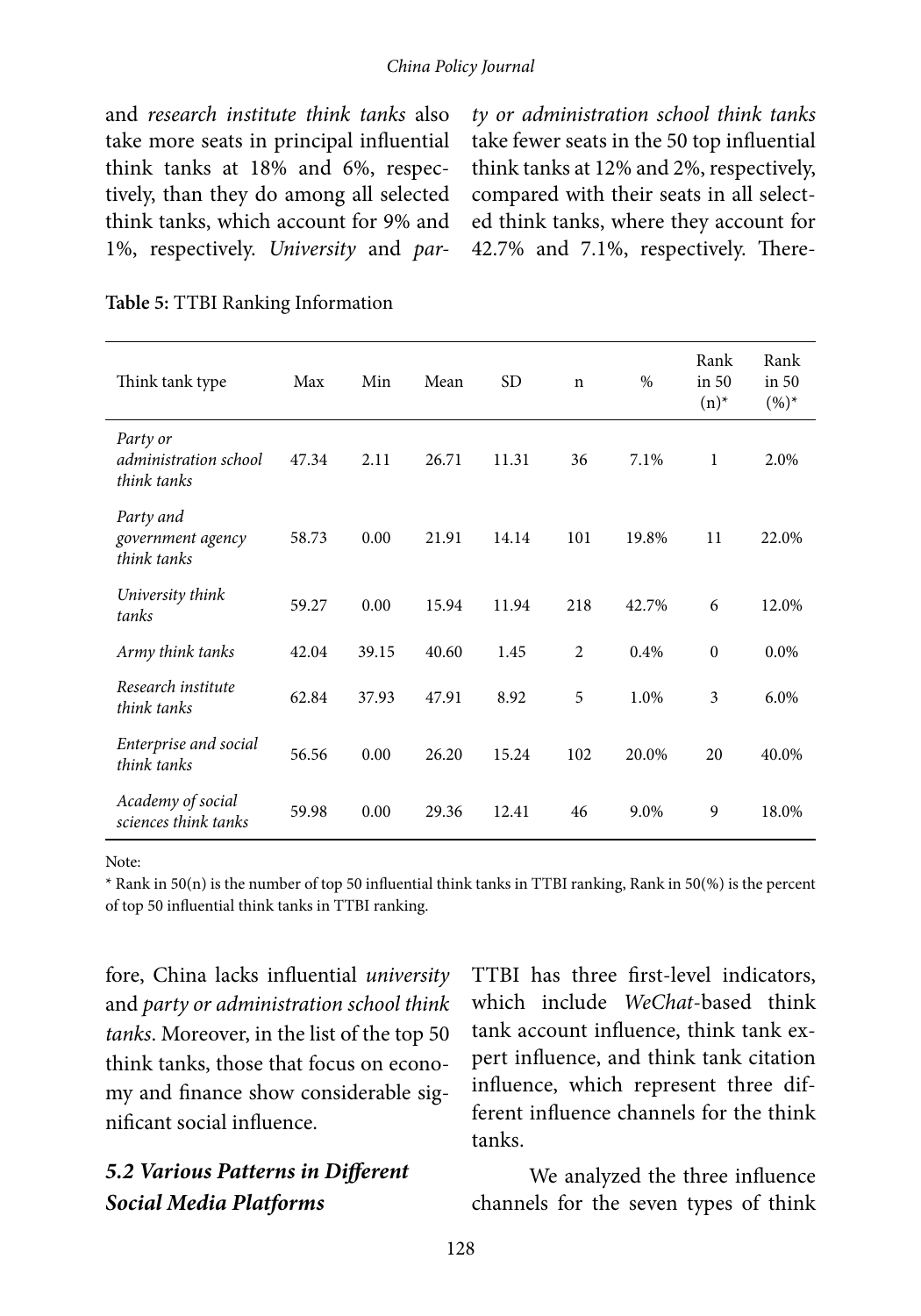and *research institute think tanks* also take more seats in principal influential think tanks at 18% and 6%, respectively, than they do among all selected think tanks, which account for 9% and 1%, respectively. *University* and *party or administration school think tanks* take fewer seats in the 50 top influential think tanks at 12% and 2%, respectively, compared with their seats in all selected think tanks, where they account for 42.7% and 7.1%, respectively. Therefore, China lacks influential *university* and *party or administration school think tanks*. Moreover, in the list of the top 50 think tanks, those that focus on economy and finance show considerable significant social influence.

**Table 5:** TTBI Ranking Information

| Think tank type | Max | Min | Mean | SD | n | % | Rank in 50 (n)* | Rank in 50 (%)* |
|---|---|---|---|---|---|---|---|---|
| *Party or administration school think tanks* | 47.34 | 2.11 | 26.71 | 11.31 | 36 | 7.1% | 1 | 2.0% |
| *Party and government agency think tanks* | 58.73 | 0.00 | 21.91 | 14.14 | 101 | 19.8% | 11 | 22.0% |
| *University think tanks* | 59.27 | 0.00 | 15.94 | 11.94 | 218 | 42.7% | 6 | 12.0% |
| *Army think tanks* | 42.04 | 39.15 | 40.60 | 1.45 | 2 | 0.4% | 0 | 0.0% |
| *Research institute think tanks* | 62.84 | 37.93 | 47.91 | 8.92 | 5 | 1.0% | 3 | 6.0% |
| *Enterprise and social think tanks* | 56.56 | 0.00 | 26.20 | 15.24 | 102 | 20.0% | 20 | 40.0% |
| *Academy of social sciences think tanks* | 59.98 | 0.00 | 29.36 | 12.41 | 46 | 9.0% | 9 | 18.0% |

Note:

\* Rank in 50(n) is the number of top 50 influential think tanks in TTBI ranking, Rank in 50(%) is the percent of top 50 influential think tanks in TTBI ranking.

### *5.2 Various Patterns in Different Social Media Platforms*

TTBI has three first-level indicators, which include *WeChat*-based think tank account influence, think tank expert influence, and think tank citation influence, which represent three different influence channels for the think tanks.

We analyzed the three influence channels for the seven types of think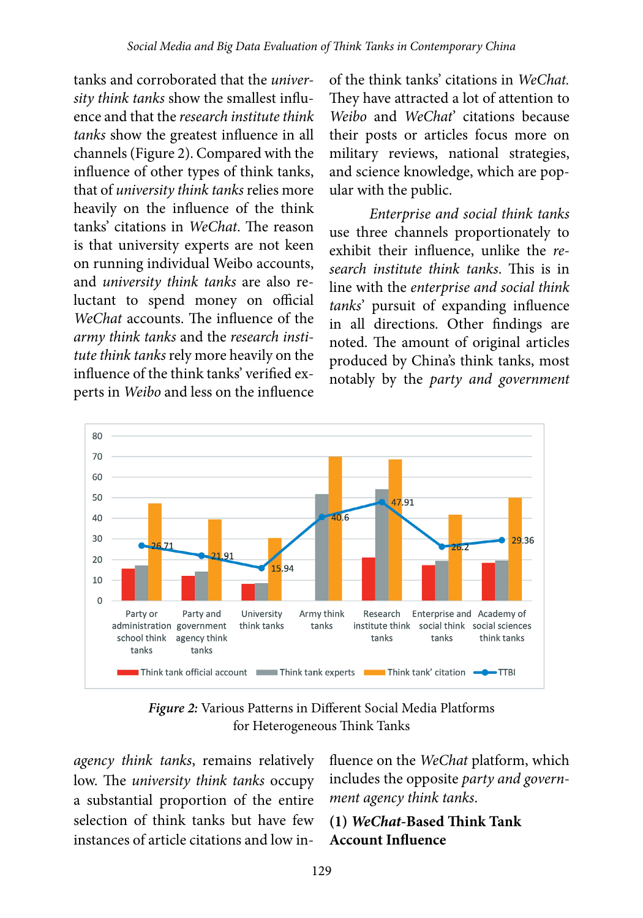tanks and corroborated that the *university think tanks* show the smallest influence and that the *research institute think tanks* show the greatest influence in all channels (Figure 2). Compared with the influence of other types of think tanks, that of *university think tanks* relies more heavily on the influence of the think tanks' citations in *WeChat*. The reason is that university experts are not keen on running individual Weibo accounts, and *university think tanks* are also reluctant to spend money on official *WeChat* accounts. The influence of the *army think tanks* and the *research institute think tanks* rely more heavily on the influence of the think tanks' verified experts in *Weibo* and less on the influence of the think tanks' citations in *WeChat*. They have attracted a lot of attention to *Weibo* and *WeChat*' citations because their posts or articles focus more on military reviews, national strategies, and science knowledge, which are popular with the public.

*Enterprise and social think tanks* use three channels proportionately to exhibit their influence, unlike the *research institute think tanks*. This is in line with the *enterprise and social think tanks*' pursuit of expanding influence in all directions. Other findings are noted. The amount of original articles produced by China's think tanks, most notably by the *party and government agency think tanks*, remains relatively low. The *university think tanks* occupy a substantial proportion of the entire selection of think tanks but have few instances of article citations and low influence on the *WeChat* platform, which includes the opposite *party and government agency think tanks*.

*Figure 2:* Various Patterns in Different Social Media Platforms for Heterogeneous Think Tanks

**(1) *WeChat*-Based Think Tank Account Influence**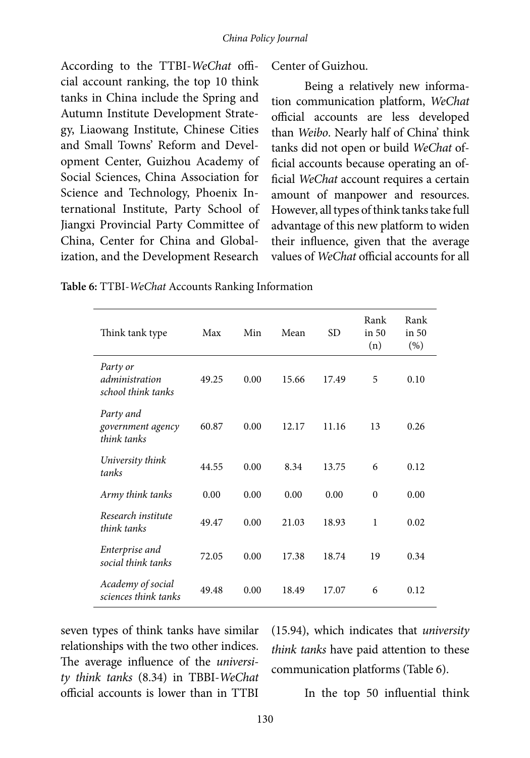According to the TTBI-*WeChat* official account ranking, the top 10 think tanks in China include the Spring and Autumn Institute Development Strategy, Liaowang Institute, Chinese Cities and Small Towns' Reform and Development Center, Guizhou Academy of Social Sciences, China Association for Science and Technology, Phoenix International Institute, Party School of Jiangxi Provincial Party Committee of China, Center for China and Globalization, and the Development Research Center of Guizhou.

Being a relatively new information communication platform, *WeChat* official accounts are less developed than *Weibo*. Nearly half of China' think tanks did not open or build *WeChat* official accounts because operating an official *WeChat* account requires a certain amount of manpower and resources. However, all types of think tanks take full advantage of this new platform to widen their influence, given that the average values of *WeChat* official accounts for all seven types of think tanks have similar relationships with the two other indices. The average influence of the *university think tanks* (8.34) in TBBI-*WeChat* official accounts is lower than in TTBI (15.94), which indicates that *university think tanks* have paid attention to these communication platforms (Table 6).

**Table 6:** TTBI-*WeChat* Accounts Ranking Information

| Think tank type | Max | Min | Mean | SD | Rank in 50 (n) | Rank in 50 (%) |
|---|---|---|---|---|---|---|
| *Party or administration school think tanks* | 49.25 | 0.00 | 15.66 | 17.49 | 5 | 0.10 |
| *Party and government agency think tanks* | 60.87 | 0.00 | 12.17 | 11.16 | 13 | 0.26 |
| *University think tanks* | 44.55 | 0.00 | 8.34 | 13.75 | 6 | 0.12 |
| *Army think tanks* | 0.00 | 0.00 | 0.00 | 0.00 | 0 | 0.00 |
| *Research institute think tanks* | 49.47 | 0.00 | 21.03 | 18.93 | 1 | 0.02 |
| *Enterprise and social think tanks* | 72.05 | 0.00 | 17.38 | 18.74 | 19 | 0.34 |
| *Academy of social sciences think tanks* | 49.48 | 0.00 | 18.49 | 17.07 | 6 | 0.12 |

In the top 50 influential think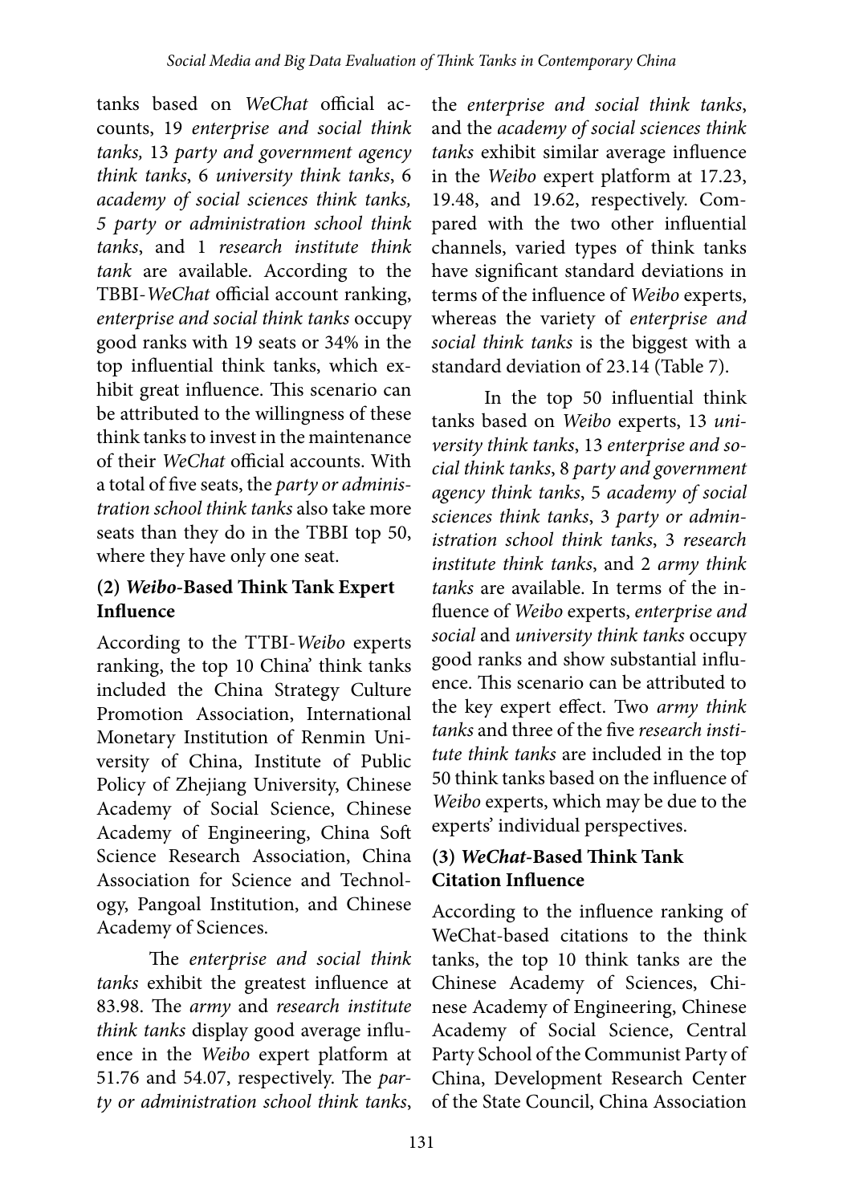tanks based on *WeChat* official accounts, 19 *enterprise and social think tanks,* 13 *party and government agency think tanks*, 6 *university think tanks*, 6 *academy of social sciences think tanks, 5 party or administration school think tanks*, and 1 *research institute think tank* are available. According to the TBBI-*WeChat* official account ranking, *enterprise and social think tanks* occupy good ranks with 19 seats or 34% in the top influential think tanks, which exhibit great influence. This scenario can be attributed to the willingness of these think tanks to invest in the maintenance of their *WeChat* official accounts. With a total of five seats, the *party or administration school think tanks* also take more seats than they do in the TBBI top 50, where they have only one seat.

### (2) *Weibo*-Based Think Tank Expert Influence

According to the TTBI-*Weibo* experts ranking, the top 10 China' think tanks included the China Strategy Culture Promotion Association, International Monetary Institution of Renmin University of China, Institute of Public Policy of Zhejiang University, Chinese Academy of Social Science, Chinese Academy of Engineering, China Soft Science Research Association, China Association for Science and Technology, Pangoal Institution, and Chinese Academy of Sciences.

The *enterprise and social think tanks* exhibit the greatest influence at 83.98. The *army* and *research institute think tanks* display good average influence in the *Weibo* expert platform at 51.76 and 54.07, respectively. The *party or administration school think tanks*, the *enterprise and social think tanks*, and the *academy of social sciences think tanks* exhibit similar average influence in the *Weibo* expert platform at 17.23, 19.48, and 19.62, respectively. Compared with the two other influential channels, varied types of think tanks have significant standard deviations in terms of the influence of *Weibo* experts, whereas the variety of *enterprise and social think tanks* is the biggest with a standard deviation of 23.14 (Table 7).

In the top 50 influential think tanks based on *Weibo* experts, 13 *university think tanks*, 13 *enterprise and social think tanks*, 8 *party and government agency think tanks*, 5 *academy of social sciences think tanks*, 3 *party or administration school think tanks*, 3 *research institute think tanks*, and 2 *army think tanks* are available. In terms of the influence of *Weibo* experts, *enterprise and social* and *university think tanks* occupy good ranks and show substantial influence. This scenario can be attributed to the key expert effect. Two *army think tanks* and three of the five *research institute think tanks* are included in the top 50 think tanks based on the influence of *Weibo* experts, which may be due to the experts' individual perspectives.

### (3) *WeChat*-Based Think Tank Citation Influence

According to the influence ranking of WeChat-based citations to the think tanks, the top 10 think tanks are the Chinese Academy of Sciences, Chinese Academy of Engineering, Chinese Academy of Social Science, Central Party School of the Communist Party of China, Development Research Center of the State Council, China Association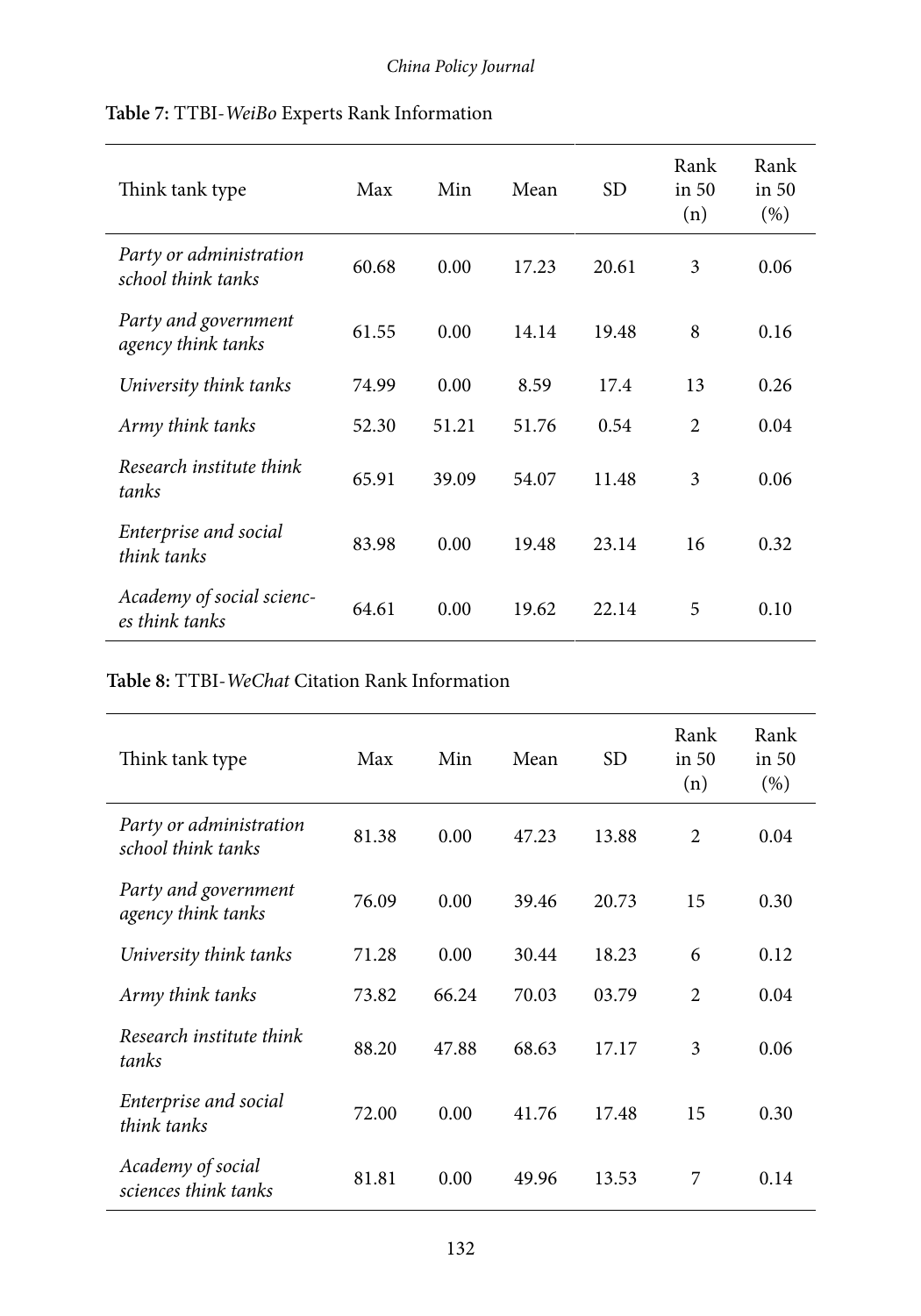**Table 7:** TTBI-*WeiBo* Experts Rank Information

| Think tank type | Max | Min | Mean | SD | Rank in 50 (n) | Rank in 50 (%) |
|---|---|---|---|---|---|---|
| *Party or administration school think tanks* | 60.68 | 0.00 | 17.23 | 20.61 | 3 | 0.06 |
| *Party and government agency think tanks* | 61.55 | 0.00 | 14.14 | 19.48 | 8 | 0.16 |
| *University think tanks* | 74.99 | 0.00 | 8.59 | 17.4 | 13 | 0.26 |
| *Army think tanks* | 52.30 | 51.21 | 51.76 | 0.54 | 2 | 0.04 |
| *Research institute think tanks* | 65.91 | 39.09 | 54.07 | 11.48 | 3 | 0.06 |
| *Enterprise and social think tanks* | 83.98 | 0.00 | 19.48 | 23.14 | 16 | 0.32 |
| *Academy of social sciences think tanks* | 64.61 | 0.00 | 19.62 | 22.14 | 5 | 0.10 |

**Table 8:** TTBI-*WeChat* Citation Rank Information

| Think tank type | Max | Min | Mean | SD | Rank in 50 (n) | Rank in 50 (%) |
|---|---|---|---|---|---|---|
| *Party or administration school think tanks* | 81.38 | 0.00 | 47.23 | 13.88 | 2 | 0.04 |
| *Party and government agency think tanks* | 76.09 | 0.00 | 39.46 | 20.73 | 15 | 0.30 |
| *University think tanks* | 71.28 | 0.00 | 30.44 | 18.23 | 6 | 0.12 |
| *Army think tanks* | 73.82 | 66.24 | 70.03 | 03.79 | 2 | 0.04 |
| *Research institute think tanks* | 88.20 | 47.88 | 68.63 | 17.17 | 3 | 0.06 |
| *Enterprise and social think tanks* | 72.00 | 0.00 | 41.76 | 17.48 | 15 | 0.30 |
| *Academy of social sciences think tanks* | 81.81 | 0.00 | 49.96 | 13.53 | 7 | 0.14 |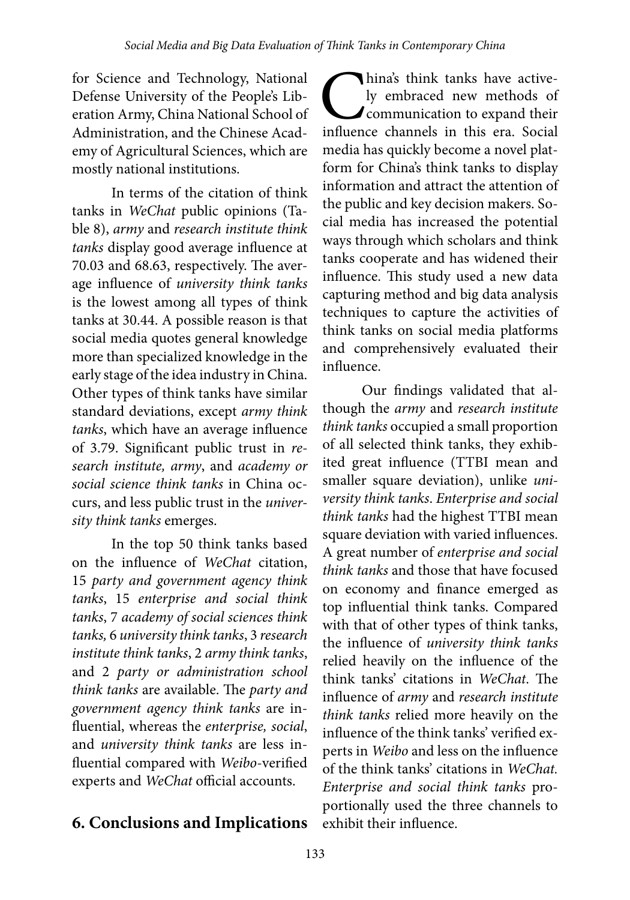for Science and Technology, National Defense University of the People's Liberation Army, China National School of Administration, and the Chinese Academy of Agricultural Sciences, which are mostly national institutions.

In terms of the citation of think tanks in *WeChat* public opinions (Table 8), *army* and *research institute think tanks* display good average influence at 70.03 and 68.63, respectively. The average influence of *university think tanks* is the lowest among all types of think tanks at 30.44. A possible reason is that social media quotes general knowledge more than specialized knowledge in the early stage of the idea industry in China. Other types of think tanks have similar standard deviations, except *army think tanks*, which have an average influence of 3.79. Significant public trust in *research institute, army*, and *academy or social science think tanks* in China occurs, and less public trust in the *university think tanks* emerges.

In the top 50 think tanks based on the influence of *WeChat* citation, 15 *party and government agency think tanks*, 15 *enterprise and social think tanks*, 7 *academy of social sciences think tanks,* 6 *university think tanks*, 3 *research institute think tanks*, 2 *army think tanks*, and 2 *party or administration school think tanks* are available. The *party and government agency think tanks* are influential, whereas the *enterprise, social*, and *university think tanks* are less influential compared with *Weibo*-verified experts and *WeChat* official accounts.

## 6. Conclusions and Implications

China's think tanks have actively embraced new methods of communication to expand their influence channels in this era. Social media has quickly become a novel platform for China's think tanks to display information and attract the attention of the public and key decision makers. Social media has increased the potential ways through which scholars and think tanks cooperate and has widened their influence. This study used a new data capturing method and big data analysis techniques to capture the activities of think tanks on social media platforms and comprehensively evaluated their influence.

Our findings validated that although the *army* and *research institute think tanks* occupied a small proportion of all selected think tanks, they exhibited great influence (TTBI mean and smaller square deviation), unlike *university think tanks*. *Enterprise and social think tanks* had the highest TTBI mean square deviation with varied influences. A great number of *enterprise and social think tanks* and those that have focused on economy and finance emerged as top influential think tanks. Compared with that of other types of think tanks, the influence of *university think tanks* relied heavily on the influence of the think tanks' citations in *WeChat*. The influence of *army* and *research institute think tanks* relied more heavily on the influence of the think tanks' verified experts in *Weibo* and less on the influence of the think tanks' citations in *WeChat. Enterprise and social think tanks* proportionally used the three channels to exhibit their influence.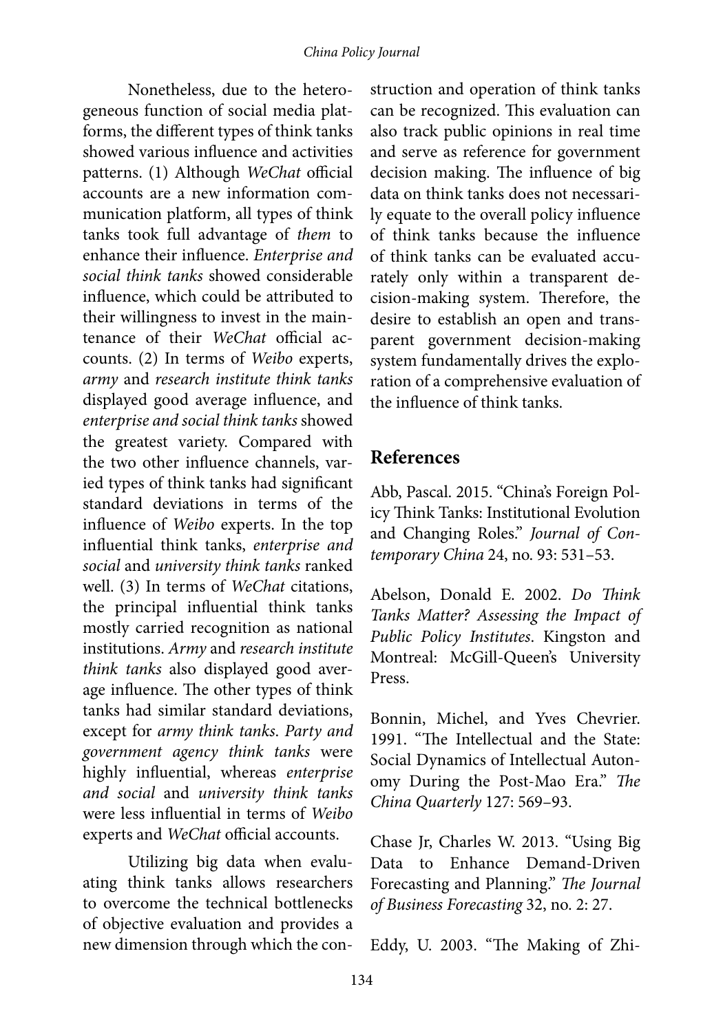Nonetheless, due to the heterogeneous function of social media platforms, the different types of think tanks showed various influence and activities patterns. (1) Although *WeChat* official accounts are a new information communication platform, all types of think tanks took full advantage of *them* to enhance their influence. *Enterprise and social think tanks* showed considerable influence, which could be attributed to their willingness to invest in the maintenance of their *WeChat* official accounts. (2) In terms of *Weibo* experts, *army* and *research institute think tanks* displayed good average influence, and *enterprise and social think tanks* showed the greatest variety. Compared with the two other influence channels, varied types of think tanks had significant standard deviations in terms of the influence of *Weibo* experts. In the top influential think tanks, *enterprise and social* and *university think tanks* ranked well. (3) In terms of *WeChat* citations, the principal influential think tanks mostly carried recognition as national institutions. *Army* and *research institute think tanks* also displayed good average influence. The other types of think tanks had similar standard deviations, except for *army think tanks*. *Party and government agency think tanks* were highly influential, whereas *enterprise and social* and *university think tanks* were less influential in terms of *Weibo* experts and *WeChat* official accounts.

Utilizing big data when evaluating think tanks allows researchers to overcome the technical bottlenecks of objective evaluation and provides a new dimension through which the construction and operation of think tanks can be recognized. This evaluation can also track public opinions in real time and serve as reference for government decision making. The influence of big data on think tanks does not necessarily equate to the overall policy influence of think tanks because the influence of think tanks can be evaluated accurately only within a transparent decision-making system. Therefore, the desire to establish an open and transparent government decision-making system fundamentally drives the exploration of a comprehensive evaluation of the influence of think tanks.

## References

Abb, Pascal. 2015. "China's Foreign Policy Think Tanks: Institutional Evolution and Changing Roles." *Journal of Contemporary China* 24, no. 93: 531–53.

Abelson, Donald E. 2002. *Do Think Tanks Matter? Assessing the Impact of Public Policy Institutes*. Kingston and Montreal: McGill-Queen's University Press.

Bonnin, Michel, and Yves Chevrier. 1991. "The Intellectual and the State: Social Dynamics of Intellectual Autonomy During the Post-Mao Era." *The China Quarterly* 127: 569–93.

Chase Jr, Charles W. 2013. "Using Big Data to Enhance Demand-Driven Forecasting and Planning." *The Journal of Business Forecasting* 32, no. 2: 27.

Eddy, U. 2003. "The Making of Zhi-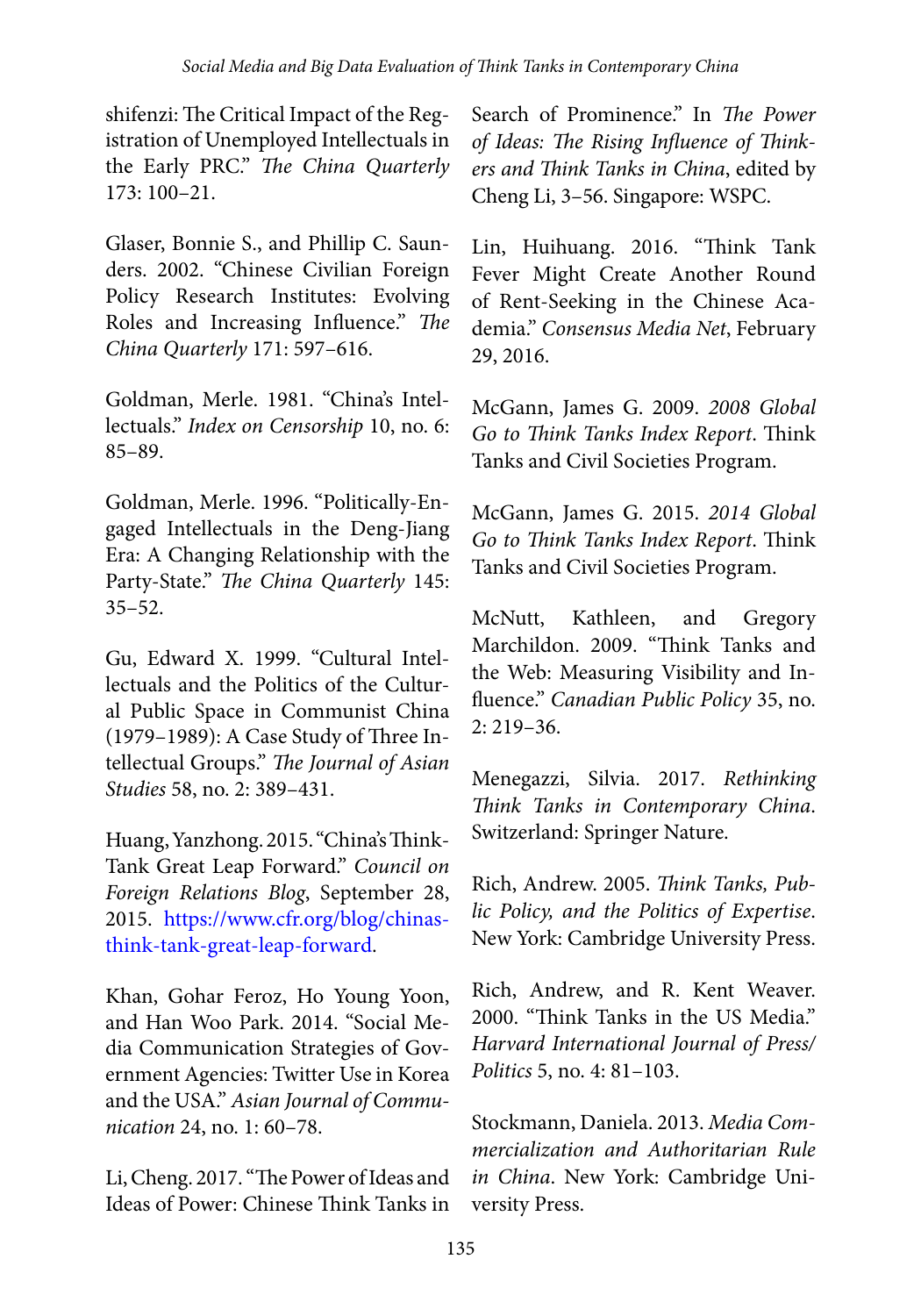shifenzi: The Critical Impact of the Registration of Unemployed Intellectuals in the Early PRC." *The China Quarterly* 173: 100–21.

Glaser, Bonnie S., and Phillip C. Saunders. 2002. "Chinese Civilian Foreign Policy Research Institutes: Evolving Roles and Increasing Influence." *The China Quarterly* 171: 597–616.

Goldman, Merle. 1981. "China's Intellectuals." *Index on Censorship* 10, no. 6: 85–89.

Goldman, Merle. 1996. "Politically-Engaged Intellectuals in the Deng-Jiang Era: A Changing Relationship with the Party-State." *The China Quarterly* 145: 35–52.

Gu, Edward X. 1999. "Cultural Intellectuals and the Politics of the Cultural Public Space in Communist China (1979–1989): A Case Study of Three Intellectual Groups." *The Journal of Asian Studies* 58, no. 2: 389–431.

Huang, Yanzhong. 2015. "China's Think-Tank Great Leap Forward." *Council on Foreign Relations Blog*, September 28, 2015. https://www.cfr.org/blog/chinas-think-tank-great-leap-forward.

Khan, Gohar Feroz, Ho Young Yoon, and Han Woo Park. 2014. "Social Media Communication Strategies of Government Agencies: Twitter Use in Korea and the USA." *Asian Journal of Communication* 24, no. 1: 60–78.

Li, Cheng. 2017. "The Power of Ideas and Ideas of Power: Chinese Think Tanks in Search of Prominence." In *The Power of Ideas: The Rising Influence of Thinkers and Think Tanks in China*, edited by Cheng Li, 3–56. Singapore: WSPC.

Lin, Huihuang. 2016. "Think Tank Fever Might Create Another Round of Rent-Seeking in the Chinese Academia." *Consensus Media Net*, February 29, 2016.

McGann, James G. 2009. *2008 Global Go to Think Tanks Index Report*. Think Tanks and Civil Societies Program.

McGann, James G. 2015. *2014 Global Go to Think Tanks Index Report*. Think Tanks and Civil Societies Program.

McNutt, Kathleen, and Gregory Marchildon. 2009. "Think Tanks and the Web: Measuring Visibility and Influence." *Canadian Public Policy* 35, no. 2: 219–36.

Menegazzi, Silvia. 2017. *Rethinking Think Tanks in Contemporary China*. Switzerland: Springer Nature.

Rich, Andrew. 2005. *Think Tanks, Public Policy, and the Politics of Expertise*. New York: Cambridge University Press.

Rich, Andrew, and R. Kent Weaver. 2000. "Think Tanks in the US Media." *Harvard International Journal of Press/Politics* 5, no. 4: 81–103.

Stockmann, Daniela. 2013. *Media Commercialization and Authoritarian Rule in China*. New York: Cambridge University Press.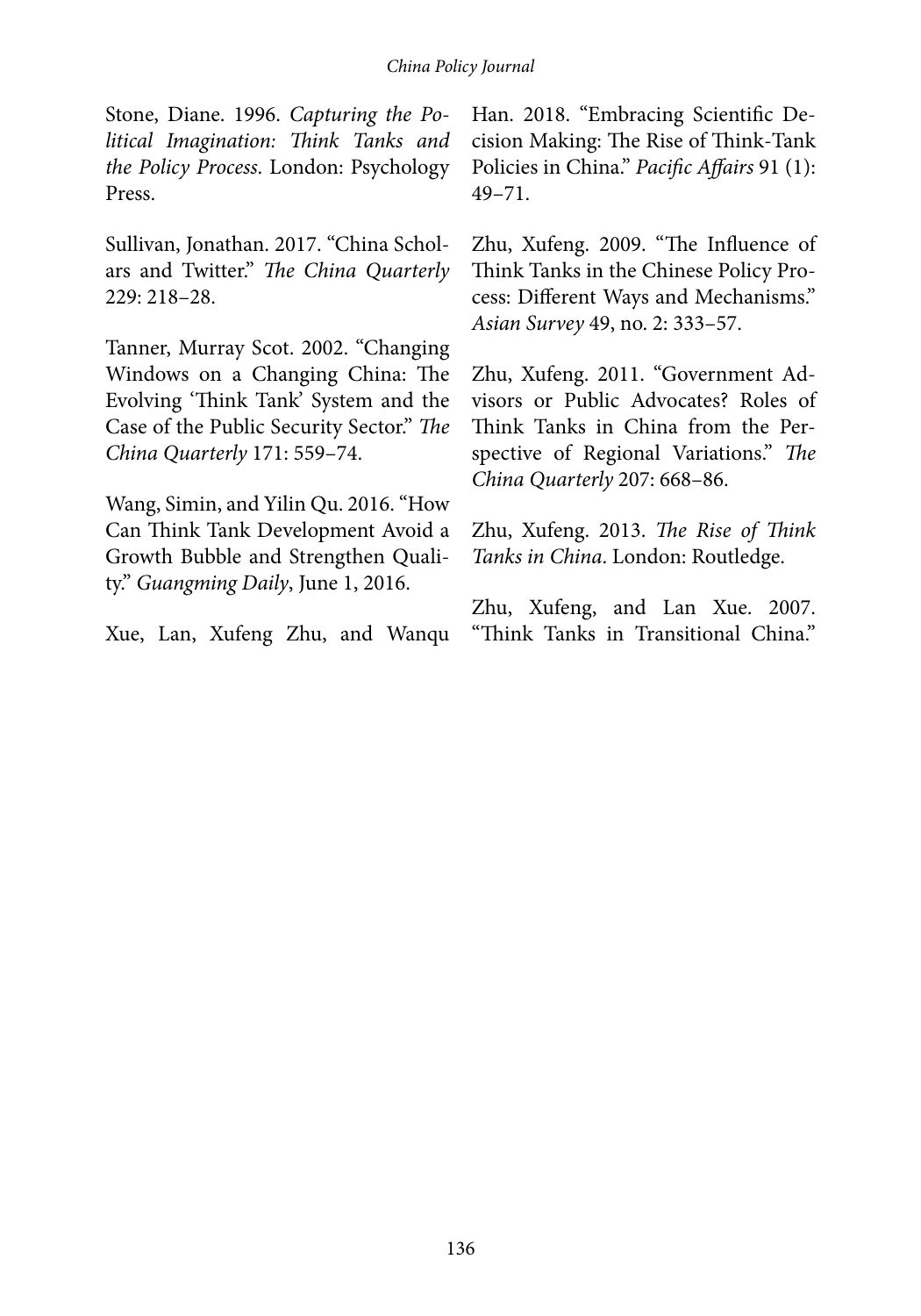Stone, Diane. 1996. *Capturing the Political Imagination: Think Tanks and the Policy Process*. London: Psychology Press.

Sullivan, Jonathan. 2017. "China Scholars and Twitter." *The China Quarterly* 229: 218–28.

Tanner, Murray Scot. 2002. "Changing Windows on a Changing China: The Evolving 'Think Tank' System and the Case of the Public Security Sector." *The China Quarterly* 171: 559–74.

Wang, Simin, and Yilin Qu. 2016. "How Can Think Tank Development Avoid a Growth Bubble and Strengthen Quality." *Guangming Daily*, June 1, 2016.

Xue, Lan, Xufeng Zhu, and Wanqu Han. 2018. "Embracing Scientific Decision Making: The Rise of Think-Tank Policies in China." *Pacific Affairs* 91 (1): 49–71.

Zhu, Xufeng. 2009. "The Influence of Think Tanks in the Chinese Policy Process: Different Ways and Mechanisms." *Asian Survey* 49, no. 2: 333–57.

Zhu, Xufeng. 2011. "Government Advisors or Public Advocates? Roles of Think Tanks in China from the Perspective of Regional Variations." *The China Quarterly* 207: 668–86.

Zhu, Xufeng. 2013. *The Rise of Think Tanks in China*. London: Routledge.

Zhu, Xufeng, and Lan Xue. 2007. "Think Tanks in Transitional China."